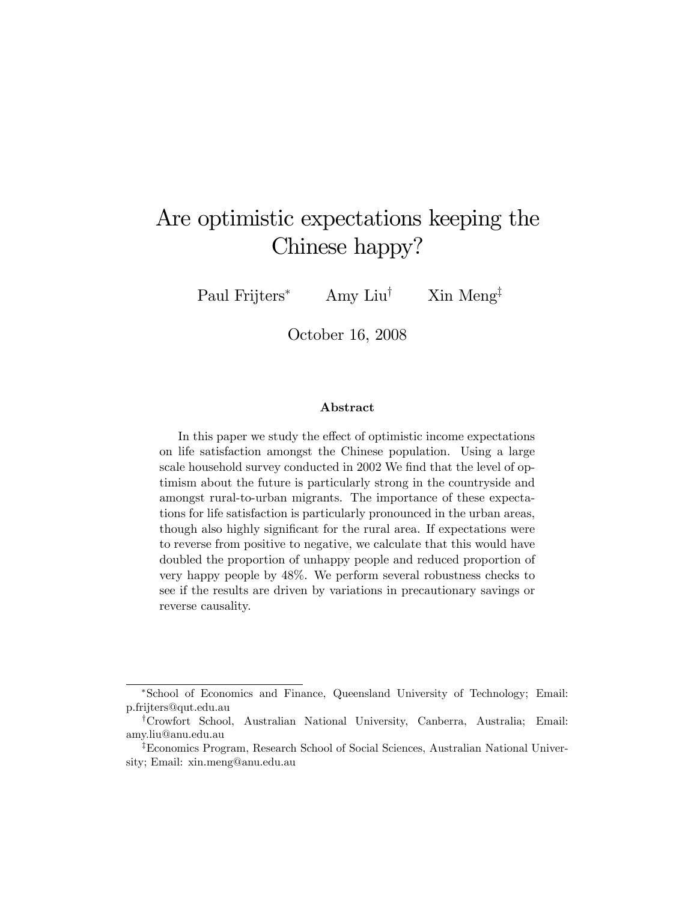# Are optimistic expectations keeping the Chinese happy?

Paul Frijters[*]  Amy Liu[†]  Xin Meng[‡]

October 16, 2008

### Abstract

In this paper we study the effect of optimistic income expectations on life satisfaction amongst the Chinese population. Using a large scale household survey conducted in 2002 We find that the level of optimism about the future is particularly strong in the countryside and amongst rural-to-urban migrants. The importance of these expectations for life satisfaction is particularly pronounced in the urban areas, though also highly significant for the rural area. If expectations were to reverse from positive to negative, we calculate that this would have doubled the proportion of unhappy people and reduced proportion of very happy people by 48%. We perform several robustness checks to see if the results are driven by variations in precautionary savings or reverse causality.

---

[*] School of Economics and Finance, Queensland University of Technology; Email: p.frijters@qut.edu.au

[†] Crowfort School, Australian National University, Canberra, Australia; Email: amy.liu@anu.edu.au

[‡] Economics Program, Research School of Social Sciences, Australian National University; Email: xin.meng@anu.edu.au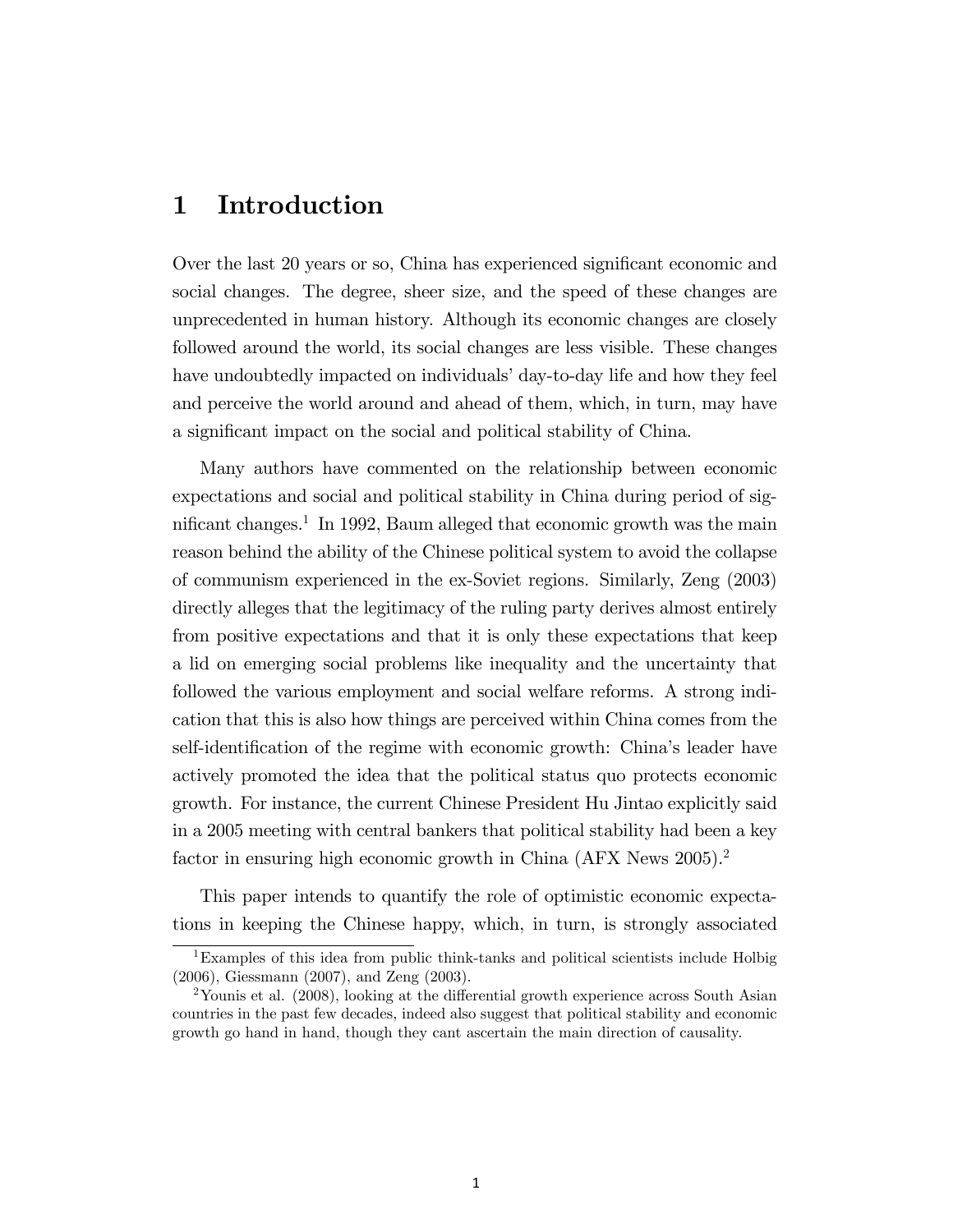# 1 Introduction

Over the last 20 years or so, China has experienced significant economic and social changes. The degree, sheer size, and the speed of these changes are unprecedented in human history. Although its economic changes are closely followed around the world, its social changes are less visible. These changes have undoubtedly impacted on individuals' day-to-day life and how they feel and perceive the world around and ahead of them, which, in turn, may have a significant impact on the social and political stability of China.

Many authors have commented on the relationship between economic expectations and social and political stability in China during period of significant changes.[1] In 1992, Baum alleged that economic growth was the main reason behind the ability of the Chinese political system to avoid the collapse of communism experienced in the ex-Soviet regions. Similarly, Zeng (2003) directly alleges that the legitimacy of the ruling party derives almost entirely from positive expectations and that it is only these expectations that keep a lid on emerging social problems like inequality and the uncertainty that followed the various employment and social welfare reforms. A strong indication that this is also how things are perceived within China comes from the self-identification of the regime with economic growth: China's leader have actively promoted the idea that the political status quo protects economic growth. For instance, the current Chinese President Hu Jintao explicitly said in a 2005 meeting with central bankers that political stability had been a key factor in ensuring high economic growth in China (AFX News 2005).[2]

This paper intends to quantify the role of optimistic economic expectations in keeping the Chinese happy, which, in turn, is strongly associated

[1] Examples of this idea from public think-tanks and political scientists include Holbig (2006), Giessmann (2007), and Zeng (2003).

[2] Younis et al. (2008), looking at the differential growth experience across South Asian countries in the past few decades, indeed also suggest that political stability and economic growth go hand in hand, though they cant ascertain the main direction of causality.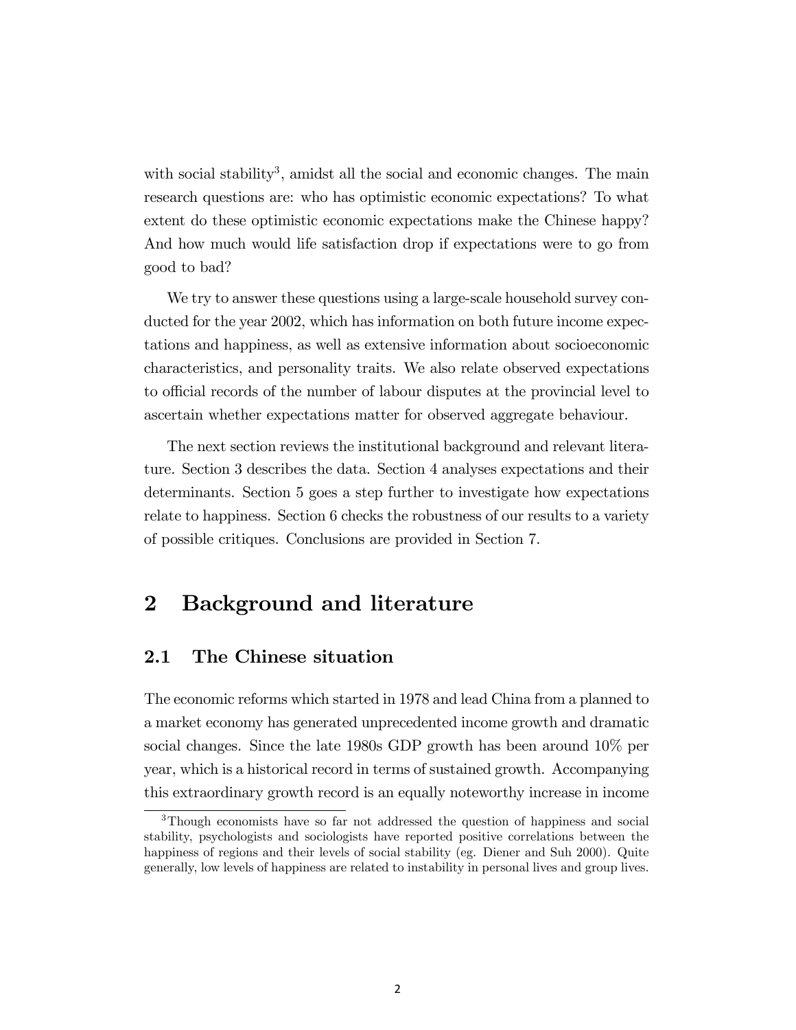with social stability[3], amidst all the social and economic changes. The main research questions are: who has optimistic economic expectations? To what extent do these optimistic economic expectations make the Chinese happy? And how much would life satisfaction drop if expectations were to go from good to bad?

We try to answer these questions using a large-scale household survey conducted for the year 2002, which has information on both future income expectations and happiness, as well as extensive information about socioeconomic characteristics, and personality traits. We also relate observed expectations to official records of the number of labour disputes at the provincial level to ascertain whether expectations matter for observed aggregate behaviour.

The next section reviews the institutional background and relevant literature. Section 3 describes the data. Section 4 analyses expectations and their determinants. Section 5 goes a step further to investigate how expectations relate to happiness. Section 6 checks the robustness of our results to a variety of possible critiques. Conclusions are provided in Section 7.

## 2 Background and literature

### 2.1 The Chinese situation

The economic reforms which started in 1978 and lead China from a planned to a market economy has generated unprecedented income growth and dramatic social changes. Since the late 1980s GDP growth has been around 10% per year, which is a historical record in terms of sustained growth. Accompanying this extraordinary growth record is an equally noteworthy increase in income

[3]Though economists have so far not addressed the question of happiness and social stability, psychologists and sociologists have reported positive correlations between the happiness of regions and their levels of social stability (eg. Diener and Suh 2000). Quite generally, low levels of happiness are related to instability in personal lives and group lives.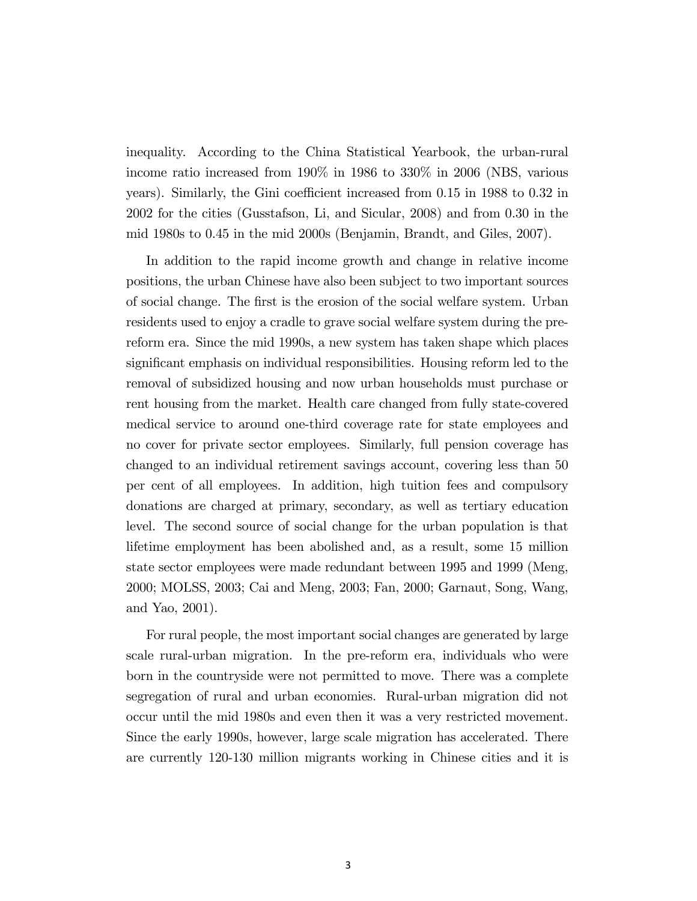inequality. According to the China Statistical Yearbook, the urban-rural income ratio increased from 190% in 1986 to 330% in 2006 (NBS, various years). Similarly, the Gini coefficient increased from 0.15 in 1988 to 0.32 in 2002 for the cities (Gusstafson, Li, and Sicular, 2008) and from 0.30 in the mid 1980s to 0.45 in the mid 2000s (Benjamin, Brandt, and Giles, 2007).

In addition to the rapid income growth and change in relative income positions, the urban Chinese have also been subject to two important sources of social change. The first is the erosion of the social welfare system. Urban residents used to enjoy a cradle to grave social welfare system during the pre-reform era. Since the mid 1990s, a new system has taken shape which places significant emphasis on individual responsibilities. Housing reform led to the removal of subsidized housing and now urban households must purchase or rent housing from the market. Health care changed from fully state-covered medical service to around one-third coverage rate for state employees and no cover for private sector employees. Similarly, full pension coverage has changed to an individual retirement savings account, covering less than 50 per cent of all employees. In addition, high tuition fees and compulsory donations are charged at primary, secondary, as well as tertiary education level. The second source of social change for the urban population is that lifetime employment has been abolished and, as a result, some 15 million state sector employees were made redundant between 1995 and 1999 (Meng, 2000; MOLSS, 2003; Cai and Meng, 2003; Fan, 2000; Garnaut, Song, Wang, and Yao, 2001).

For rural people, the most important social changes are generated by large scale rural-urban migration. In the pre-reform era, individuals who were born in the countryside were not permitted to move. There was a complete segregation of rural and urban economies. Rural-urban migration did not occur until the mid 1980s and even then it was a very restricted movement. Since the early 1990s, however, large scale migration has accelerated. There are currently 120-130 million migrants working in Chinese cities and it is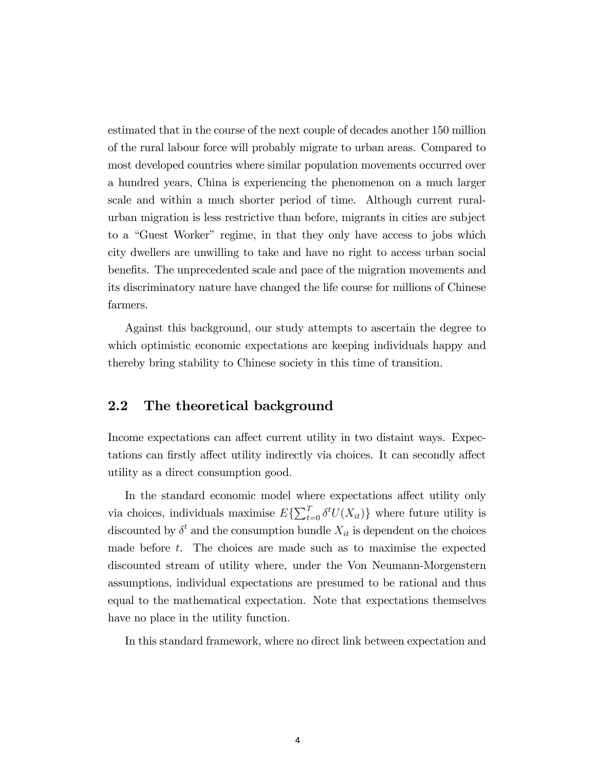estimated that in the course of the next couple of decades another 150 million of the rural labour force will probably migrate to urban areas. Compared to most developed countries where similar population movements occurred over a hundred years, China is experiencing the phenomenon on a much larger scale and within a much shorter period of time. Although current rural-urban migration is less restrictive than before, migrants in cities are subject to a "Guest Worker" regime, in that they only have access to jobs which city dwellers are unwilling to take and have no right to access urban social benefits. The unprecedented scale and pace of the migration movements and its discriminatory nature have changed the life course for millions of Chinese farmers.

Against this background, our study attempts to ascertain the degree to which optimistic economic expectations are keeping individuals happy and thereby bring stability to Chinese society in this time of transition.

## 2.2 The theoretical background

Income expectations can affect current utility in two distaint ways. Expectations can firstly affect utility indirectly via choices. It can secondly affect utility as a direct consumption good.

In the standard economic model where expectations affect utility only via choices, individuals maximise $E\{\sum_{t=0}^{T} \delta^t U(X_{it})\}$ where future utility is discounted by $\delta^t$ and the consumption bundle $X_{it}$ is dependent on the choices made before $t$. The choices are made such as to maximise the expected discounted stream of utility where, under the Von Neumann-Morgenstern assumptions, individual expectations are presumed to be rational and thus equal to the mathematical expectation. Note that expectations themselves have no place in the utility function.

In this standard framework, where no direct link between expectation and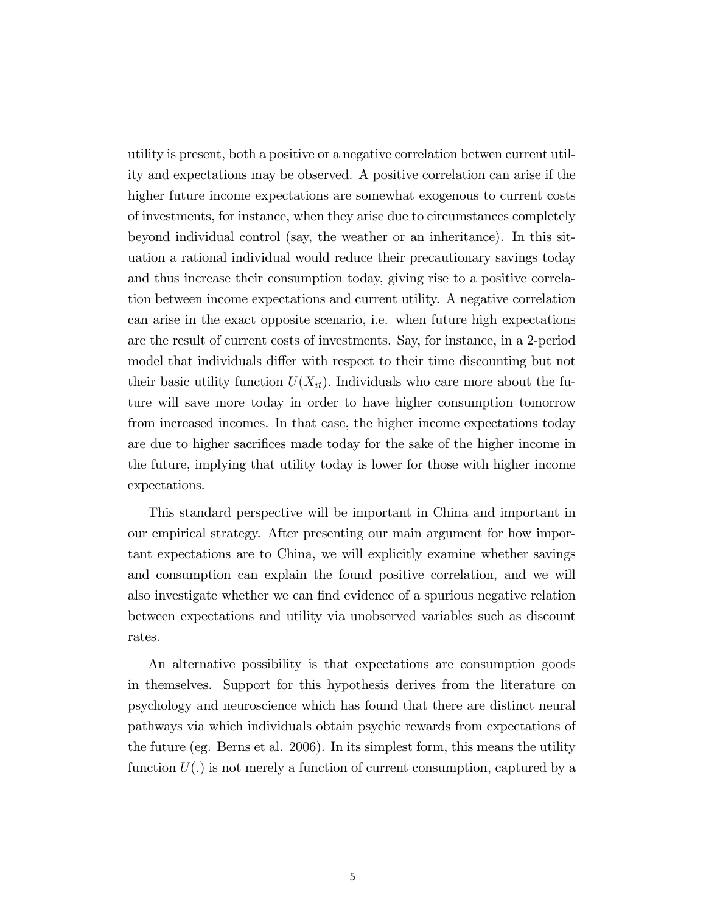utility is present, both a positive or a negative correlation betwen current utility and expectations may be observed. A positive correlation can arise if the higher future income expectations are somewhat exogenous to current costs of investments, for instance, when they arise due to circumstances completely beyond individual control (say, the weather or an inheritance). In this situation a rational individual would reduce their precautionary savings today and thus increase their consumption today, giving rise to a positive correlation between income expectations and current utility. A negative correlation can arise in the exact opposite scenario, i.e. when future high expectations are the result of current costs of investments. Say, for instance, in a 2-period model that individuals differ with respect to their time discounting but not their basic utility function $U(X_{it})$. Individuals who care more about the future will save more today in order to have higher consumption tomorrow from increased incomes. In that case, the higher income expectations today are due to higher sacrifices made today for the sake of the higher income in the future, implying that utility today is lower for those with higher income expectations.

This standard perspective will be important in China and important in our empirical strategy. After presenting our main argument for how important expectations are to China, we will explicitly examine whether savings and consumption can explain the found positive correlation, and we will also investigate whether we can find evidence of a spurious negative relation between expectations and utility via unobserved variables such as discount rates.

An alternative possibility is that expectations are consumption goods in themselves. Support for this hypothesis derives from the literature on psychology and neuroscience which has found that there are distinct neural pathways via which individuals obtain psychic rewards from expectations of the future (eg. Berns et al. 2006). In its simplest form, this means the utility function $U(.)$ is not merely a function of current consumption, captured by a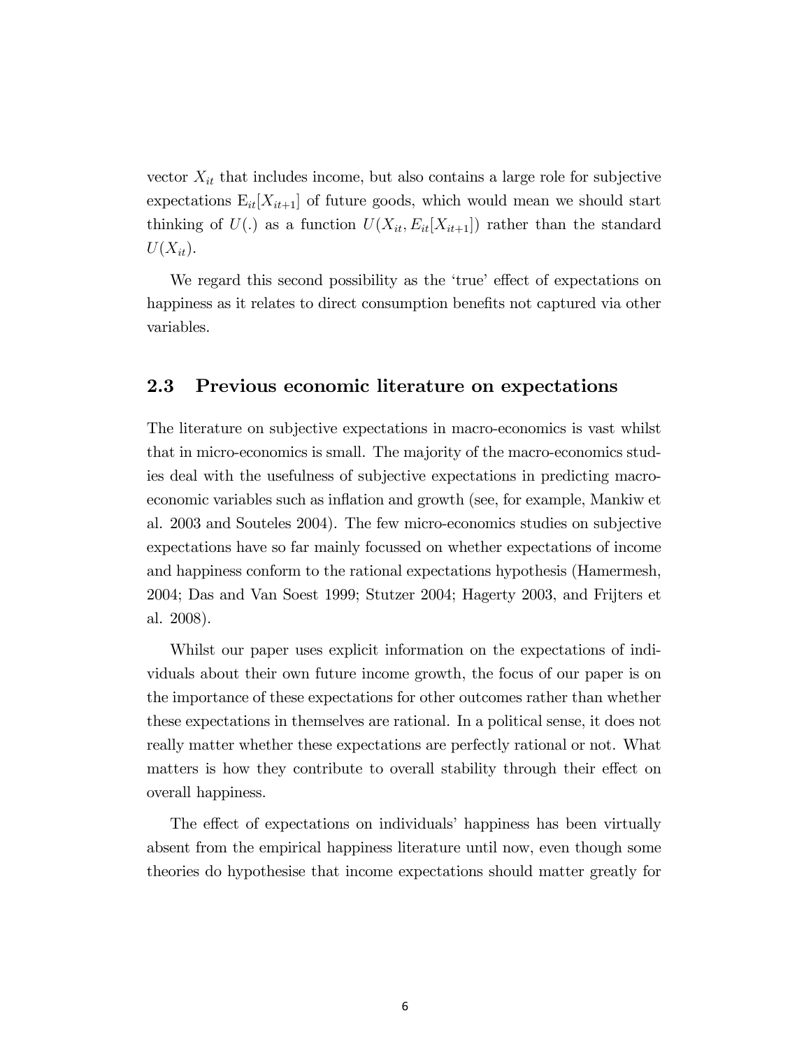vector $X_{it}$ that includes income, but also contains a large role for subjective expectations $\mathrm{E}_{it}[X_{it+1}]$ of future goods, which would mean we should start thinking of $U(.)$ as a function $U(X_{it}, E_{it}[X_{it+1}])$ rather than the standard $U(X_{it})$.

We regard this second possibility as the 'true' effect of expectations on happiness as it relates to direct consumption benefits not captured via other variables.

## 2.3 Previous economic literature on expectations

The literature on subjective expectations in macro-economics is vast whilst that in micro-economics is small. The majority of the macro-economics studies deal with the usefulness of subjective expectations in predicting macro-economic variables such as inflation and growth (see, for example, Mankiw et al. 2003 and Souteles 2004). The few micro-economics studies on subjective expectations have so far mainly focussed on whether expectations of income and happiness conform to the rational expectations hypothesis (Hamermesh, 2004; Das and Van Soest 1999; Stutzer 2004; Hagerty 2003, and Frijters et al. 2008).

Whilst our paper uses explicit information on the expectations of individuals about their own future income growth, the focus of our paper is on the importance of these expectations for other outcomes rather than whether these expectations in themselves are rational. In a political sense, it does not really matter whether these expectations are perfectly rational or not. What matters is how they contribute to overall stability through their effect on overall happiness.

The effect of expectations on individuals' happiness has been virtually absent from the empirical happiness literature until now, even though some theories do hypothesise that income expectations should matter greatly for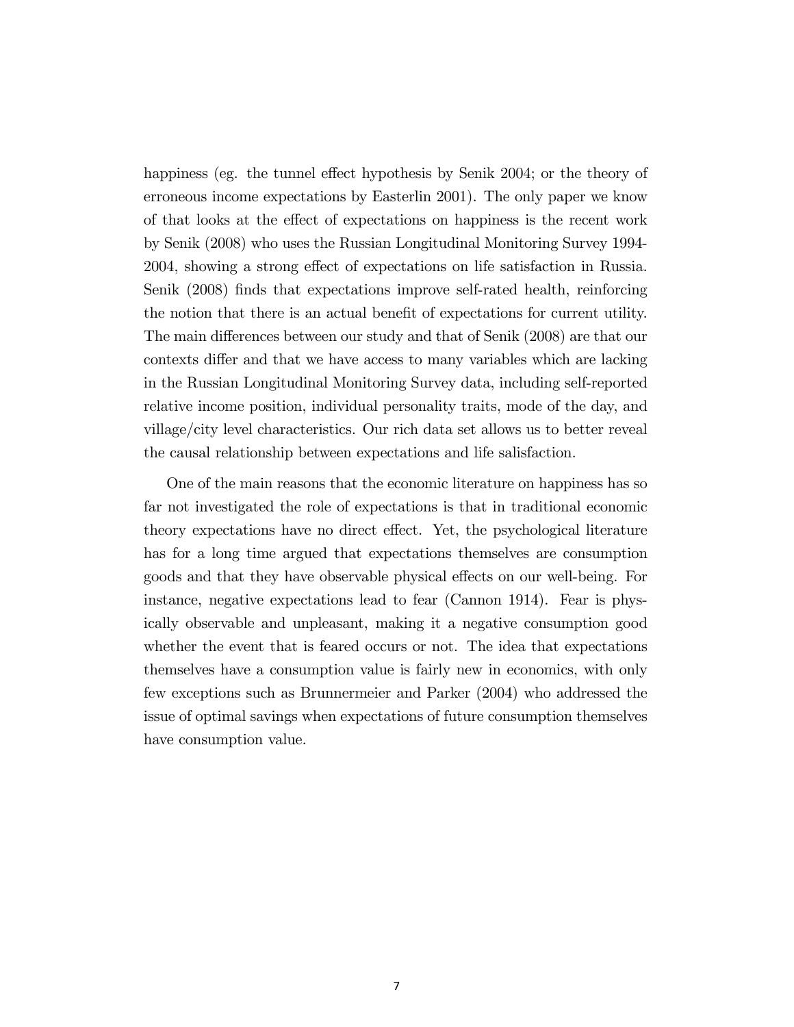happiness (eg. the tunnel effect hypothesis by Senik 2004; or the theory of erroneous income expectations by Easterlin 2001). The only paper we know of that looks at the effect of expectations on happiness is the recent work by Senik (2008) who uses the Russian Longitudinal Monitoring Survey 1994-2004, showing a strong effect of expectations on life satisfaction in Russia. Senik (2008) finds that expectations improve self-rated health, reinforcing the notion that there is an actual benefit of expectations for current utility. The main differences between our study and that of Senik (2008) are that our contexts differ and that we have access to many variables which are lacking in the Russian Longitudinal Monitoring Survey data, including self-reported relative income position, individual personality traits, mode of the day, and village/city level characteristics. Our rich data set allows us to better reveal the causal relationship between expectations and life salisfaction.

One of the main reasons that the economic literature on happiness has so far not investigated the role of expectations is that in traditional economic theory expectations have no direct effect. Yet, the psychological literature has for a long time argued that expectations themselves are consumption goods and that they have observable physical effects on our well-being. For instance, negative expectations lead to fear (Cannon 1914). Fear is physically observable and unpleasant, making it a negative consumption good whether the event that is feared occurs or not. The idea that expectations themselves have a consumption value is fairly new in economics, with only few exceptions such as Brunnermeier and Parker (2004) who addressed the issue of optimal savings when expectations of future consumption themselves have consumption value.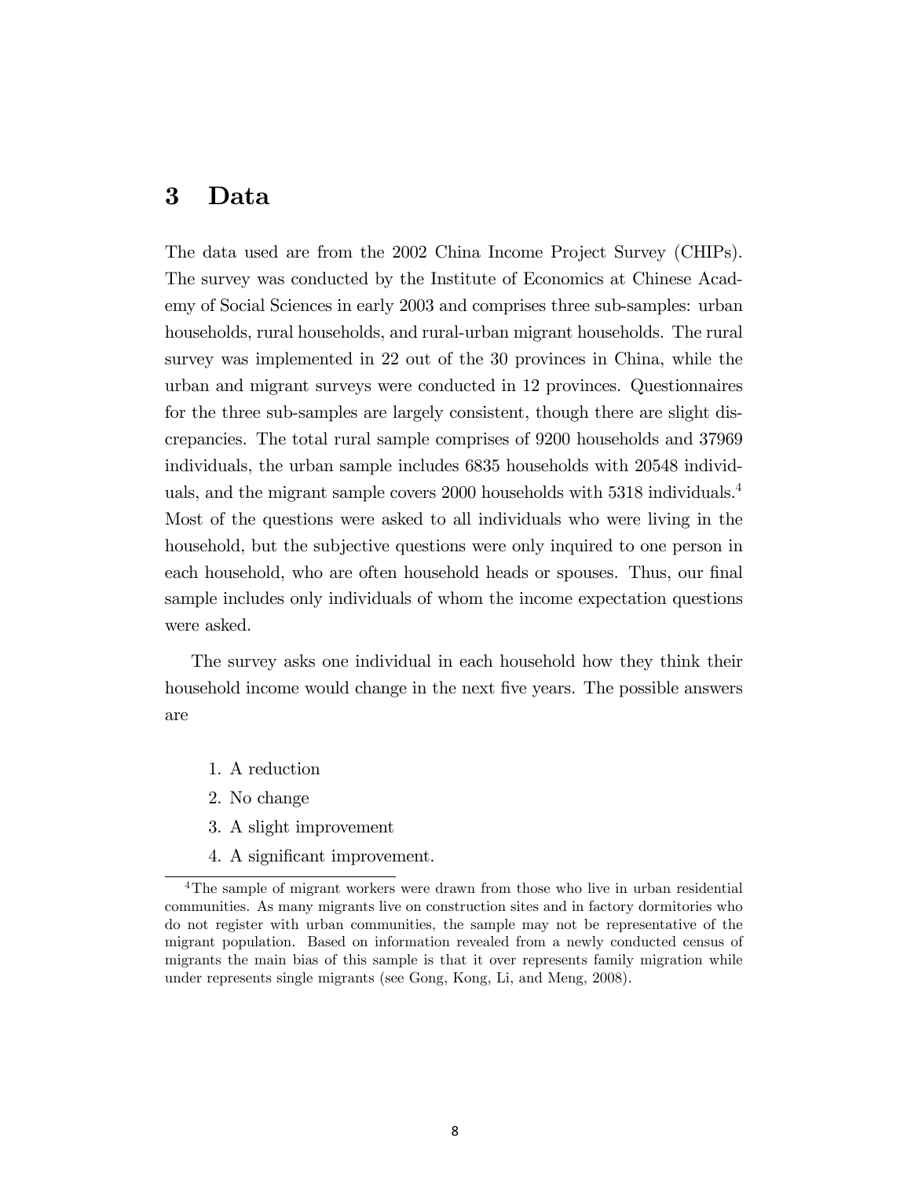# 3 Data

The data used are from the 2002 China Income Project Survey (CHIPs). The survey was conducted by the Institute of Economics at Chinese Academy of Social Sciences in early 2003 and comprises three sub-samples: urban households, rural households, and rural-urban migrant households. The rural survey was implemented in 22 out of the 30 provinces in China, while the urban and migrant surveys were conducted in 12 provinces. Questionnaires for the three sub-samples are largely consistent, though there are slight discrepancies. The total rural sample comprises of 9200 households and 37969 individuals, the urban sample includes 6835 households with 20548 individuals, and the migrant sample covers 2000 households with 5318 individuals.[4] Most of the questions were asked to all individuals who were living in the household, but the subjective questions were only inquired to one person in each household, who are often household heads or spouses. Thus, our final sample includes only individuals of whom the income expectation questions were asked.

The survey asks one individual in each household how they think their household income would change in the next five years. The possible answers are

1. A reduction
2. No change
3. A slight improvement
4. A significant improvement.

[4] The sample of migrant workers were drawn from those who live in urban residential communities. As many migrants live on construction sites and in factory dormitories who do not register with urban communities, the sample may not be representative of the migrant population. Based on information revealed from a newly conducted census of migrants the main bias of this sample is that it over represents family migration while under represents single migrants (see Gong, Kong, Li, and Meng, 2008).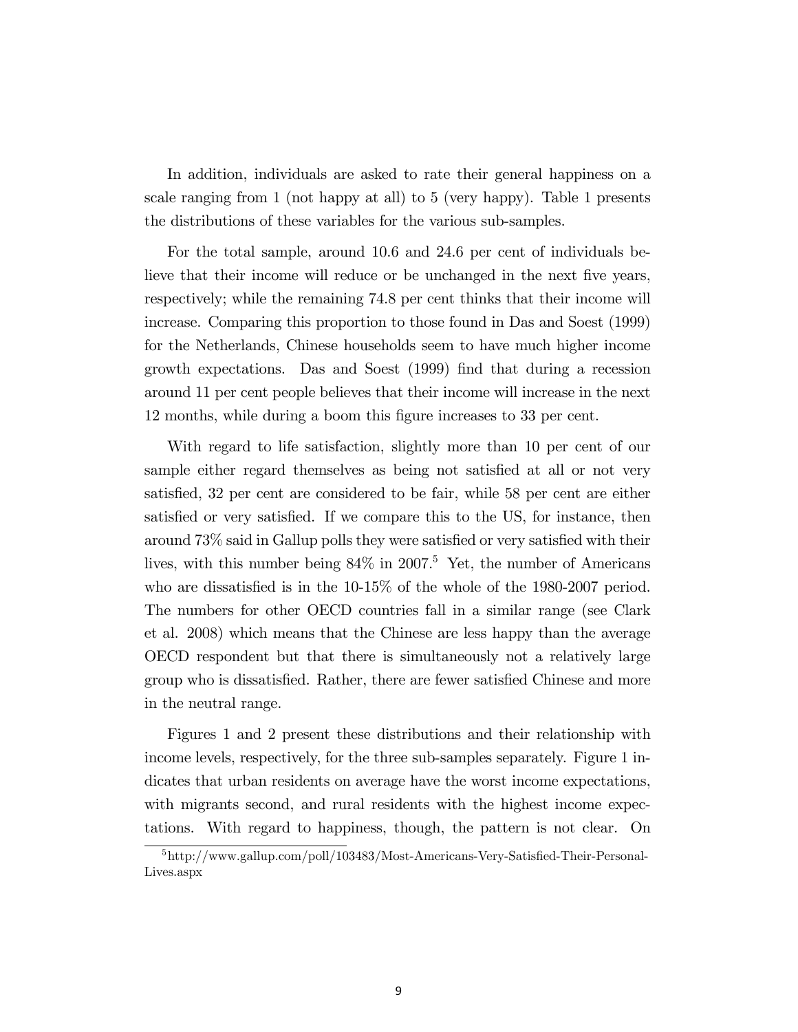In addition, individuals are asked to rate their general happiness on a scale ranging from 1 (not happy at all) to 5 (very happy). Table 1 presents the distributions of these variables for the various sub-samples.

For the total sample, around 10.6 and 24.6 per cent of individuals believe that their income will reduce or be unchanged in the next five years, respectively; while the remaining 74.8 per cent thinks that their income will increase. Comparing this proportion to those found in Das and Soest (1999) for the Netherlands, Chinese households seem to have much higher income growth expectations. Das and Soest (1999) find that during a recession around 11 per cent people believes that their income will increase in the next 12 months, while during a boom this figure increases to 33 per cent.

With regard to life satisfaction, slightly more than 10 per cent of our sample either regard themselves as being not satisfied at all or not very satisfied, 32 per cent are considered to be fair, while 58 per cent are either satisfied or very satisfied. If we compare this to the US, for instance, then around 73% said in Gallup polls they were satisfied or very satisfied with their lives, with this number being 84% in 2007.[5] Yet, the number of Americans who are dissatisfied is in the 10-15% of the whole of the 1980-2007 period. The numbers for other OECD countries fall in a similar range (see Clark et al. 2008) which means that the Chinese are less happy than the average OECD respondent but that there is simultaneously not a relatively large group who is dissatisfied. Rather, there are fewer satisfied Chinese and more in the neutral range.

Figures 1 and 2 present these distributions and their relationship with income levels, respectively, for the three sub-samples separately. Figure 1 indicates that urban residents on average have the worst income expectations, with migrants second, and rural residents with the highest income expectations. With regard to happiness, though, the pattern is not clear. On

[5] http://www.gallup.com/poll/103483/Most-Americans-Very-Satisfied-Their-Personal-Lives.aspx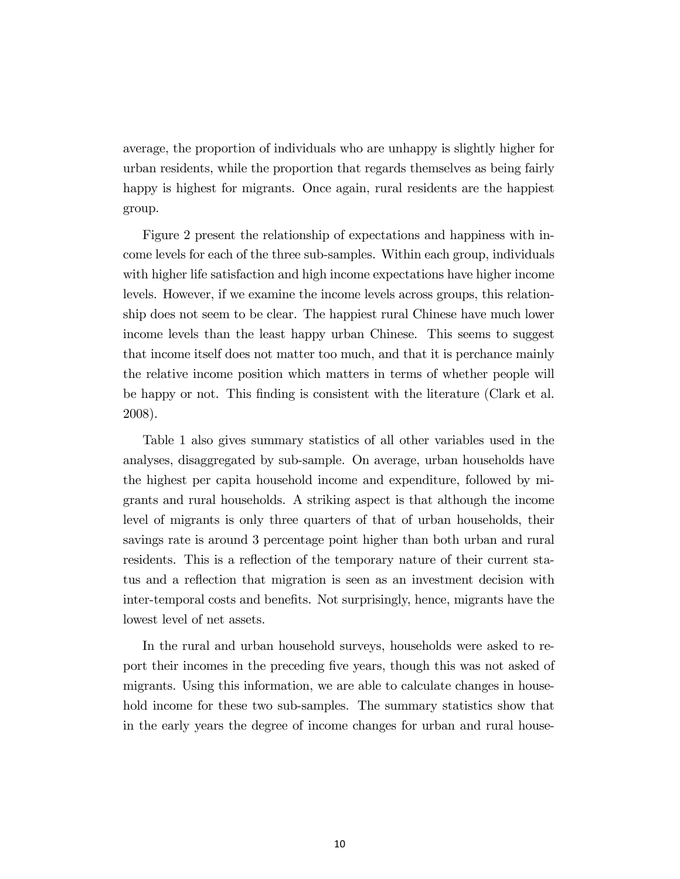average, the proportion of individuals who are unhappy is slightly higher for urban residents, while the proportion that regards themselves as being fairly happy is highest for migrants. Once again, rural residents are the happiest group.

Figure 2 present the relationship of expectations and happiness with income levels for each of the three sub-samples. Within each group, individuals with higher life satisfaction and high income expectations have higher income levels. However, if we examine the income levels across groups, this relationship does not seem to be clear. The happiest rural Chinese have much lower income levels than the least happy urban Chinese. This seems to suggest that income itself does not matter too much, and that it is perchance mainly the relative income position which matters in terms of whether people will be happy or not. This finding is consistent with the literature (Clark et al. 2008).

Table 1 also gives summary statistics of all other variables used in the analyses, disaggregated by sub-sample. On average, urban households have the highest per capita household income and expenditure, followed by migrants and rural households. A striking aspect is that although the income level of migrants is only three quarters of that of urban households, their savings rate is around 3 percentage point higher than both urban and rural residents. This is a reflection of the temporary nature of their current status and a reflection that migration is seen as an investment decision with inter-temporal costs and benefits. Not surprisingly, hence, migrants have the lowest level of net assets.

In the rural and urban household surveys, households were asked to report their incomes in the preceding five years, though this was not asked of migrants. Using this information, we are able to calculate changes in household income for these two sub-samples. The summary statistics show that in the early years the degree of income changes for urban and rural house-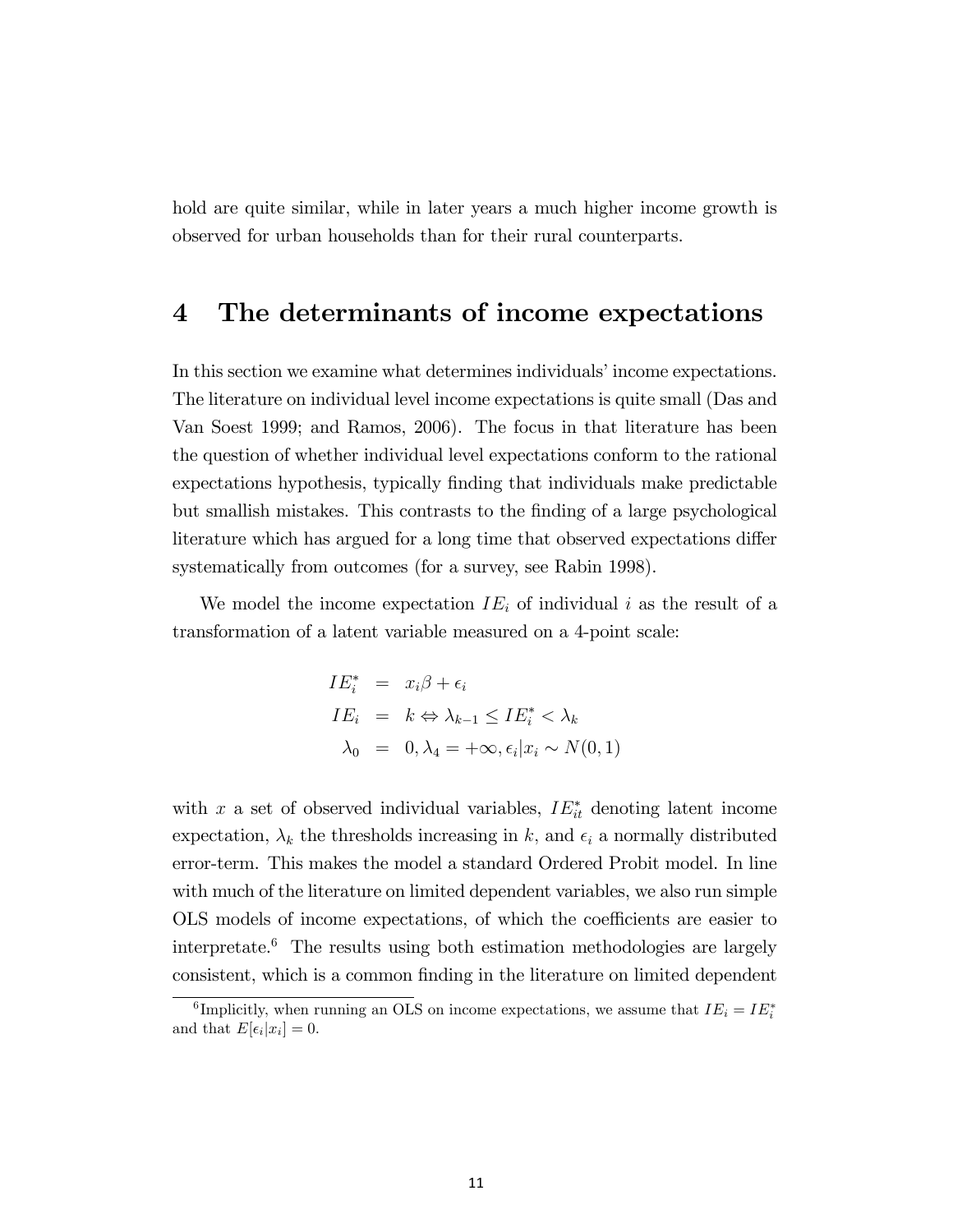hold are quite similar, while in later years a much higher income growth is observed for urban households than for their rural counterparts.

# 4 The determinants of income expectations

In this section we examine what determines individuals' income expectations. The literature on individual level income expectations is quite small (Das and Van Soest 1999; and Ramos, 2006). The focus in that literature has been the question of whether individual level expectations conform to the rational expectations hypothesis, typically finding that individuals make predictable but smallish mistakes. This contrasts to the finding of a large psychological literature which has argued for a long time that observed expectations differ systematically from outcomes (for a survey, see Rabin 1998).

We model the income expectation $IE_i$ of individual $i$ as the result of a transformation of a latent variable measured on a 4-point scale:

$$
\begin{aligned}
IE_i^* &= x_i\beta + \epsilon_i \\
IE_i &= k \Leftrightarrow \lambda_{k-1} \leq IE_i^* < \lambda_k \\
\lambda_0 &= 0, \lambda_4 = +\infty, \epsilon_i|x_i \sim N(0,1)
\end{aligned}
$$

with $x$ a set of observed individual variables, $IE_{it}^*$ denoting latent income expectation, $\lambda_k$ the thresholds increasing in $k$, and $\epsilon_i$ a normally distributed error-term. This makes the model a standard Ordered Probit model. In line with much of the literature on limited dependent variables, we also run simple OLS models of income expectations, of which the coefficients are easier to interpretate.[6] The results using both estimation methodologies are largely consistent, which is a common finding in the literature on limited dependent

[6] Implicitly, when running an OLS on income expectations, we assume that $IE_i = IE_i^*$ and that $E[\epsilon_i|x_i] = 0$.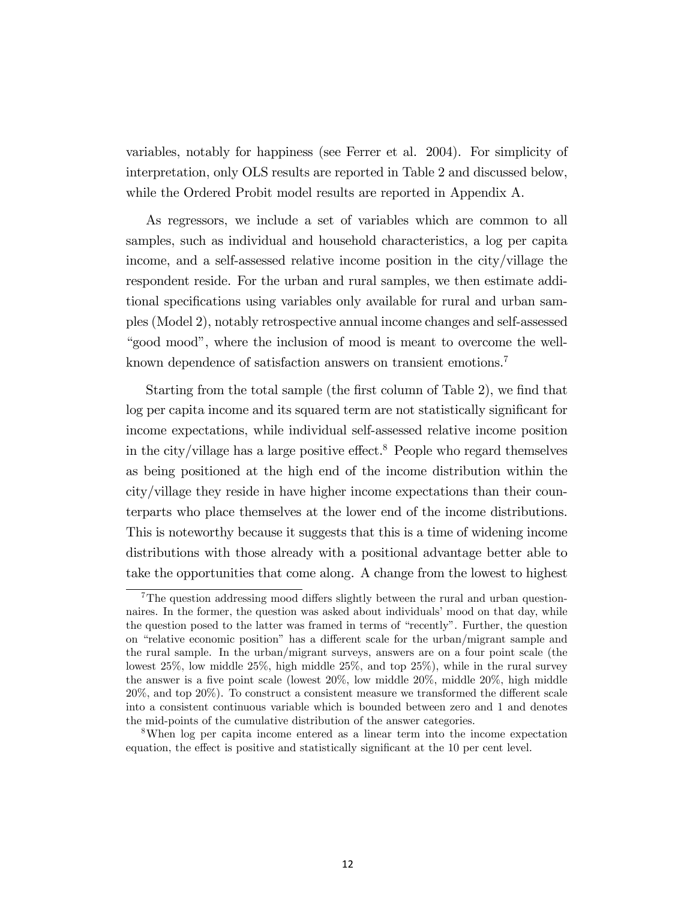variables, notably for happiness (see Ferrer et al. 2004). For simplicity of interpretation, only OLS results are reported in Table 2 and discussed below, while the Ordered Probit model results are reported in Appendix A.

As regressors, we include a set of variables which are common to all samples, such as individual and household characteristics, a log per capita income, and a self-assessed relative income position in the city/village the respondent reside. For the urban and rural samples, we then estimate additional specifications using variables only available for rural and urban samples (Model 2), notably retrospective annual income changes and self-assessed "good mood", where the inclusion of mood is meant to overcome the well-known dependence of satisfaction answers on transient emotions.[7]

Starting from the total sample (the first column of Table 2), we find that log per capita income and its squared term are not statistically significant for income expectations, while individual self-assessed relative income position in the city/village has a large positive effect.[8] People who regard themselves as being positioned at the high end of the income distribution within the city/village they reside in have higher income expectations than their counterparts who place themselves at the lower end of the income distributions. This is noteworthy because it suggests that this is a time of widening income distributions with those already with a positional advantage better able to take the opportunities that come along. A change from the lowest to highest

[7] The question addressing mood differs slightly between the rural and urban questionnaires. In the former, the question was asked about individuals' mood on that day, while the question posed to the latter was framed in terms of "recently". Further, the question on "relative economic position" has a different scale for the urban/migrant sample and the rural sample. In the urban/migrant surveys, answers are on a four point scale (the lowest 25%, low middle 25%, high middle 25%, and top 25%), while in the rural survey the answer is a five point scale (lowest 20%, low middle 20%, middle 20%, high middle 20%, and top 20%). To construct a consistent measure we transformed the different scale into a consistent continuous variable which is bounded between zero and 1 and denotes the mid-points of the cumulative distribution of the answer categories.

[8] When log per capita income entered as a linear term into the income expectation equation, the effect is positive and statistically significant at the 10 per cent level.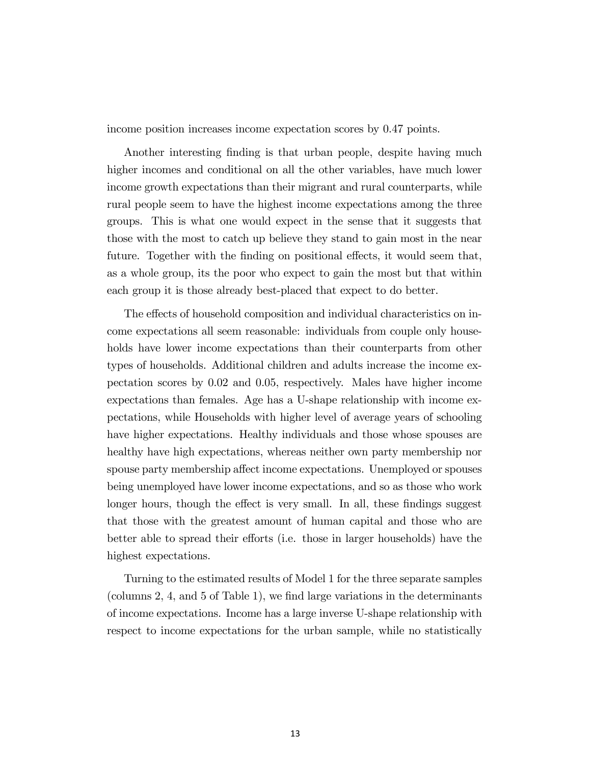income position increases income expectation scores by 0.47 points.

Another interesting finding is that urban people, despite having much higher incomes and conditional on all the other variables, have much lower income growth expectations than their migrant and rural counterparts, while rural people seem to have the highest income expectations among the three groups. This is what one would expect in the sense that it suggests that those with the most to catch up believe they stand to gain most in the near future. Together with the finding on positional effects, it would seem that, as a whole group, its the poor who expect to gain the most but that within each group it is those already best-placed that expect to do better.

The effects of household composition and individual characteristics on income expectations all seem reasonable: individuals from couple only households have lower income expectations than their counterparts from other types of households. Additional children and adults increase the income expectation scores by 0.02 and 0.05, respectively. Males have higher income expectations than females. Age has a U-shape relationship with income expectations, while Households with higher level of average years of schooling have higher expectations. Healthy individuals and those whose spouses are healthy have high expectations, whereas neither own party membership nor spouse party membership affect income expectations. Unemployed or spouses being unemployed have lower income expectations, and so as those who work longer hours, though the effect is very small. In all, these findings suggest that those with the greatest amount of human capital and those who are better able to spread their efforts (i.e. those in larger households) have the highest expectations.

Turning to the estimated results of Model 1 for the three separate samples (columns 2, 4, and 5 of Table 1), we find large variations in the determinants of income expectations. Income has a large inverse U-shape relationship with respect to income expectations for the urban sample, while no statistically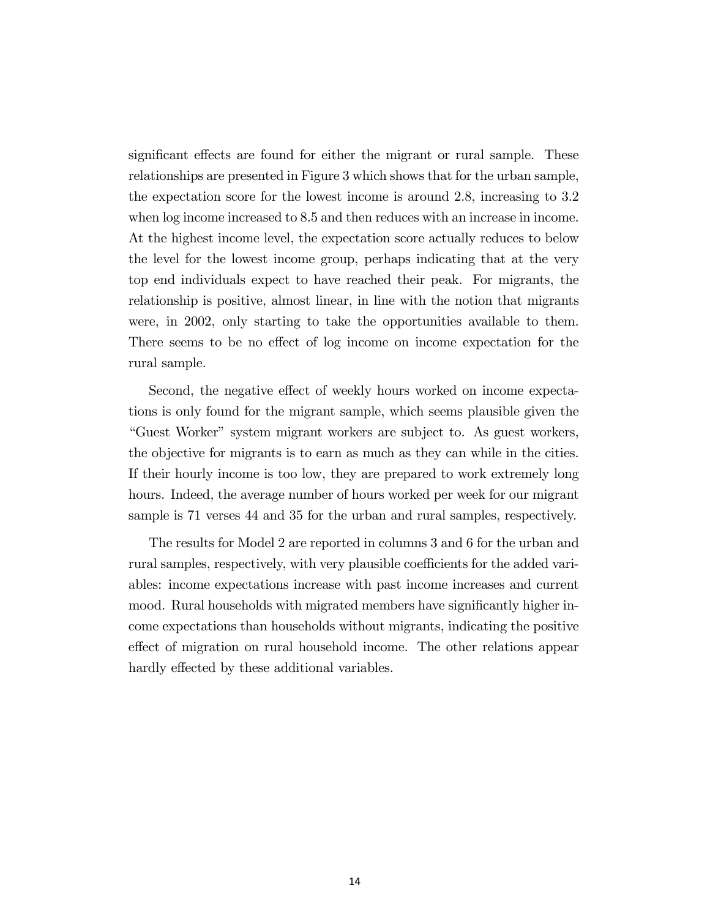significant effects are found for either the migrant or rural sample. These relationships are presented in Figure 3 which shows that for the urban sample, the expectation score for the lowest income is around 2.8, increasing to 3.2 when log income increased to 8.5 and then reduces with an increase in income. At the highest income level, the expectation score actually reduces to below the level for the lowest income group, perhaps indicating that at the very top end individuals expect to have reached their peak. For migrants, the relationship is positive, almost linear, in line with the notion that migrants were, in 2002, only starting to take the opportunities available to them. There seems to be no effect of log income on income expectation for the rural sample.

Second, the negative effect of weekly hours worked on income expectations is only found for the migrant sample, which seems plausible given the "Guest Worker" system migrant workers are subject to. As guest workers, the objective for migrants is to earn as much as they can while in the cities. If their hourly income is too low, they are prepared to work extremely long hours. Indeed, the average number of hours worked per week for our migrant sample is 71 verses 44 and 35 for the urban and rural samples, respectively.

The results for Model 2 are reported in columns 3 and 6 for the urban and rural samples, respectively, with very plausible coefficients for the added variables: income expectations increase with past income increases and current mood. Rural households with migrated members have significantly higher income expectations than households without migrants, indicating the positive effect of migration on rural household income. The other relations appear hardly effected by these additional variables.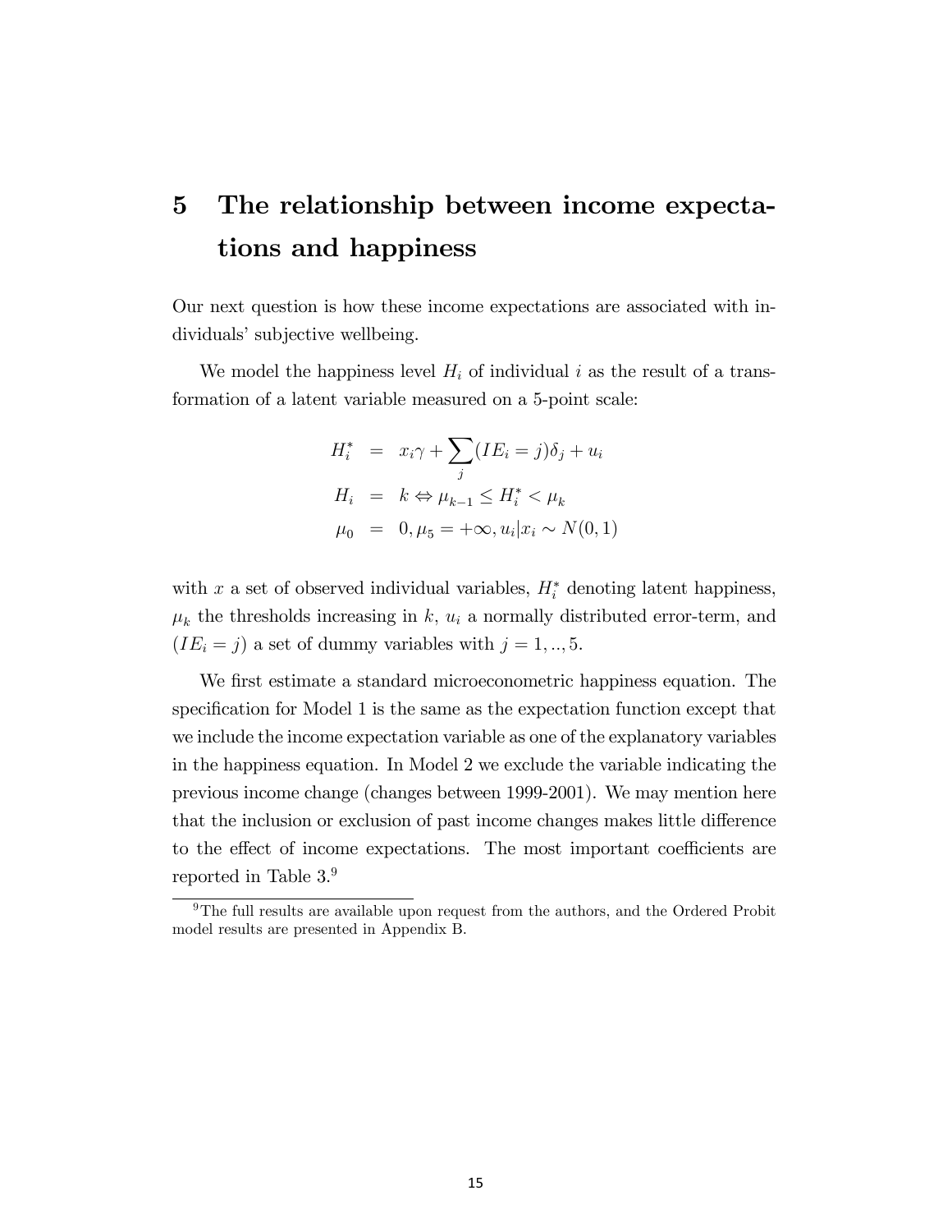# 5 The relationship between income expectations and happiness

Our next question is how these income expectations are associated with individuals' subjective wellbeing.

We model the happiness level $H_i$ of individual $i$ as the result of a transformation of a latent variable measured on a 5-point scale:

$$
\begin{aligned}
H_i^* &= x_i\gamma + \sum_j (IE_i = j)\delta_j + u_i \\
H_i &= k \Leftrightarrow \mu_{k-1} \leq H_i^* < \mu_k \\
\mu_0 &= 0, \mu_5 = +\infty, u_i|x_i \sim N(0,1)
\end{aligned}
$$

with $x$ a set of observed individual variables, $H_i^*$ denoting latent happiness, $\mu_k$ the thresholds increasing in $k$, $u_i$ a normally distributed error-term, and $(IE_i = j)$ a set of dummy variables with $j = 1, .., 5$.

We first estimate a standard microeconometric happiness equation. The specification for Model 1 is the same as the expectation function except that we include the income expectation variable as one of the explanatory variables in the happiness equation. In Model 2 we exclude the variable indicating the previous income change (changes between 1999-2001). We may mention here that the inclusion or exclusion of past income changes makes little difference to the effect of income expectations. The most important coefficients are reported in Table 3.[9]

[9] The full results are available upon request from the authors, and the Ordered Probit model results are presented in Appendix B.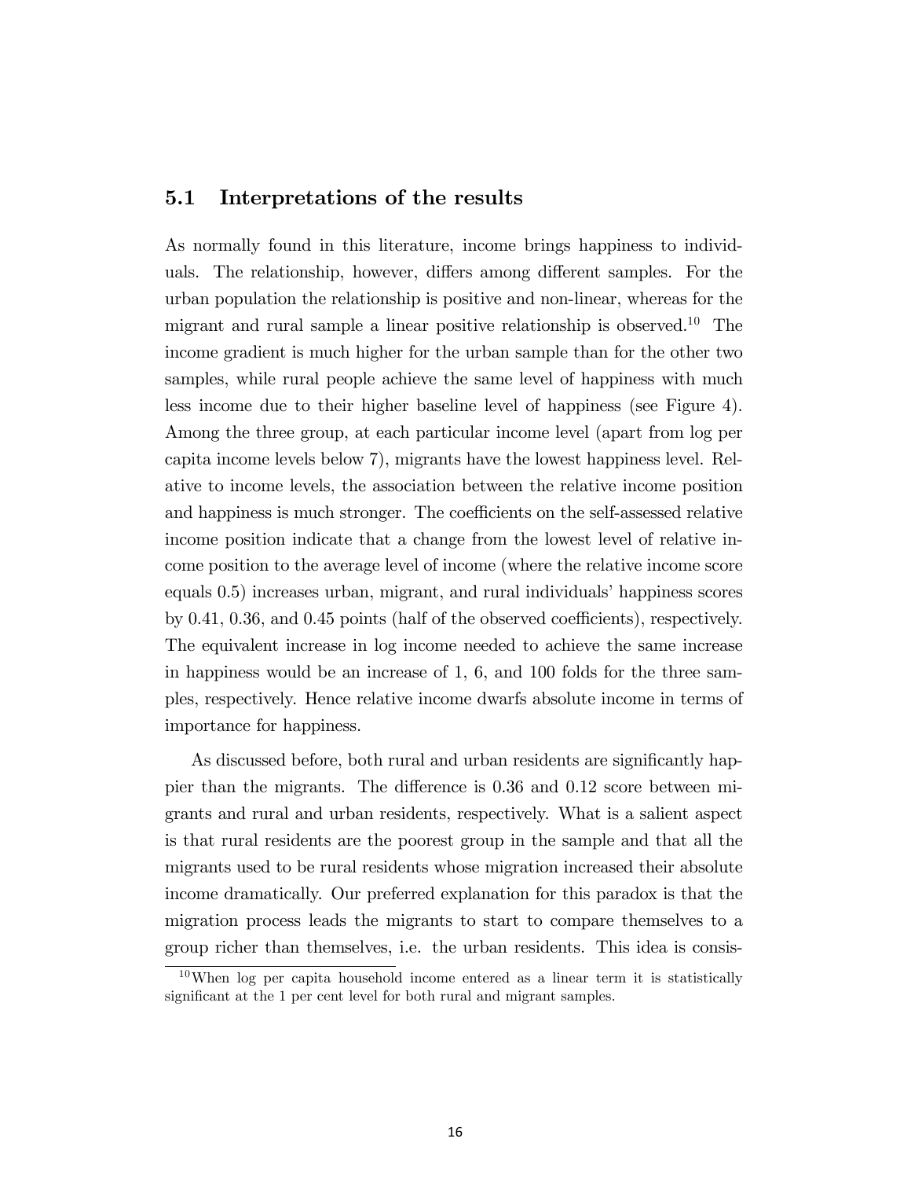## 5.1 Interpretations of the results

As normally found in this literature, income brings happiness to individuals. The relationship, however, differs among different samples. For the urban population the relationship is positive and non-linear, whereas for the migrant and rural sample a linear positive relationship is observed.[10] The income gradient is much higher for the urban sample than for the other two samples, while rural people achieve the same level of happiness with much less income due to their higher baseline level of happiness (see Figure 4). Among the three group, at each particular income level (apart from log per capita income levels below 7), migrants have the lowest happiness level. Relative to income levels, the association between the relative income position and happiness is much stronger. The coefficients on the self-assessed relative income position indicate that a change from the lowest level of relative income position to the average level of income (where the relative income score equals 0.5) increases urban, migrant, and rural individuals' happiness scores by 0.41, 0.36, and 0.45 points (half of the observed coefficients), respectively. The equivalent increase in log income needed to achieve the same increase in happiness would be an increase of 1, 6, and 100 folds for the three samples, respectively. Hence relative income dwarfs absolute income in terms of importance for happiness.

As discussed before, both rural and urban residents are significantly happier than the migrants. The difference is 0.36 and 0.12 score between migrants and rural and urban residents, respectively. What is a salient aspect is that rural residents are the poorest group in the sample and that all the migrants used to be rural residents whose migration increased their absolute income dramatically. Our preferred explanation for this paradox is that the migration process leads the migrants to start to compare themselves to a group richer than themselves, i.e. the urban residents. This idea is consis-

[10] When log per capita household income entered as a linear term it is statistically significant at the 1 per cent level for both rural and migrant samples.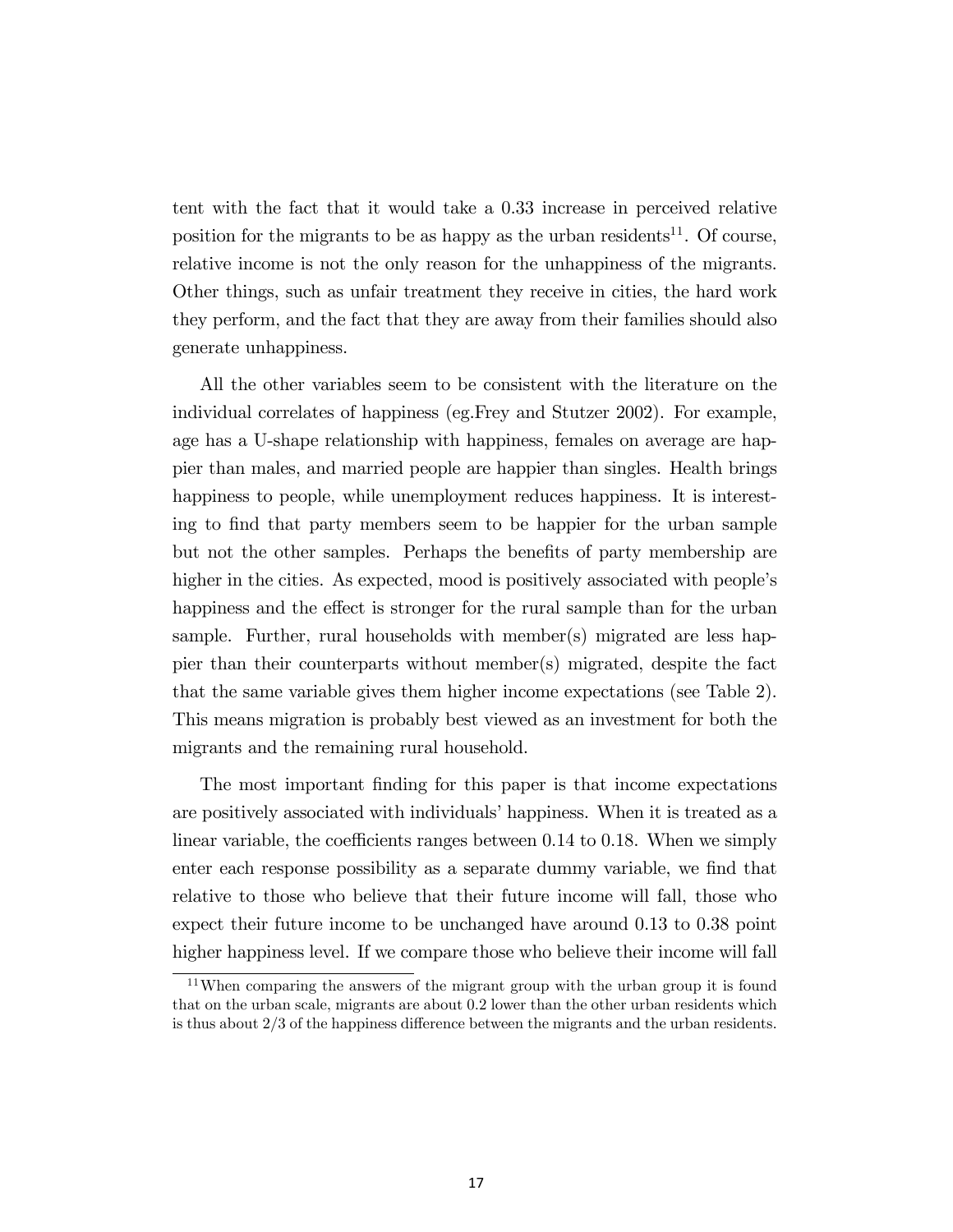tent with the fact that it would take a 0.33 increase in perceived relative position for the migrants to be as happy as the urban residents[11]. Of course, relative income is not the only reason for the unhappiness of the migrants. Other things, such as unfair treatment they receive in cities, the hard work they perform, and the fact that they are away from their families should also generate unhappiness.

All the other variables seem to be consistent with the literature on the individual correlates of happiness (eg.Frey and Stutzer 2002). For example, age has a U-shape relationship with happiness, females on average are happier than males, and married people are happier than singles. Health brings happiness to people, while unemployment reduces happiness. It is interesting to find that party members seem to be happier for the urban sample but not the other samples. Perhaps the benefits of party membership are higher in the cities. As expected, mood is positively associated with people's happiness and the effect is stronger for the rural sample than for the urban sample. Further, rural households with member(s) migrated are less happier than their counterparts without member(s) migrated, despite the fact that the same variable gives them higher income expectations (see Table 2). This means migration is probably best viewed as an investment for both the migrants and the remaining rural household.

The most important finding for this paper is that income expectations are positively associated with individuals' happiness. When it is treated as a linear variable, the coefficients ranges between 0.14 to 0.18. When we simply enter each response possibility as a separate dummy variable, we find that relative to those who believe that their future income will fall, those who expect their future income to be unchanged have around 0.13 to 0.38 point higher happiness level. If we compare those who believe their income will fall

[11] When comparing the answers of the migrant group with the urban group it is found that on the urban scale, migrants are about 0.2 lower than the other urban residents which is thus about 2/3 of the happiness difference between the migrants and the urban residents.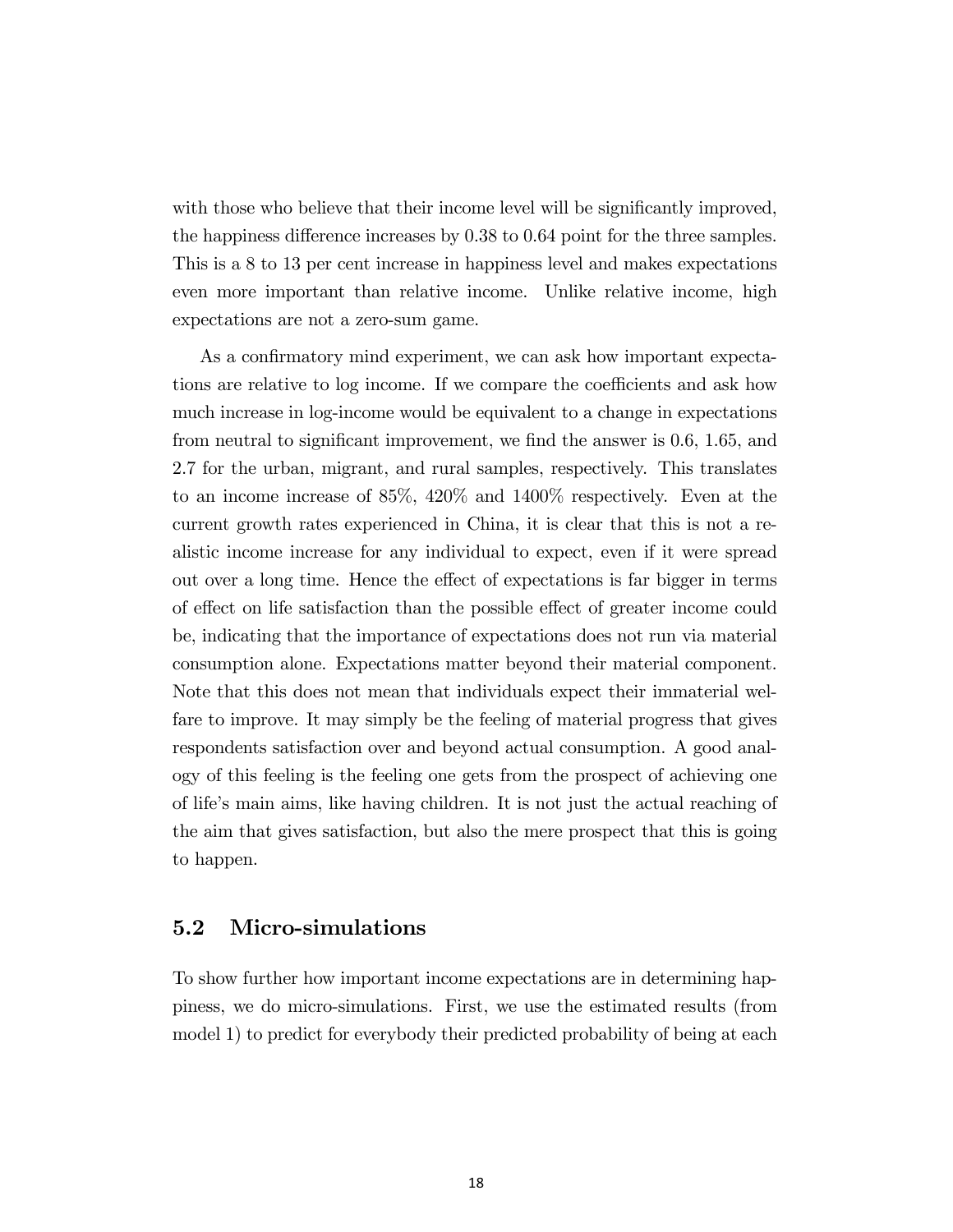with those who believe that their income level will be significantly improved, the happiness difference increases by 0.38 to 0.64 point for the three samples. This is a 8 to 13 per cent increase in happiness level and makes expectations even more important than relative income. Unlike relative income, high expectations are not a zero-sum game.

As a confirmatory mind experiment, we can ask how important expectations are relative to log income. If we compare the coefficients and ask how much increase in log-income would be equivalent to a change in expectations from neutral to significant improvement, we find the answer is 0.6, 1.65, and 2.7 for the urban, migrant, and rural samples, respectively. This translates to an income increase of 85%, 420% and 1400% respectively. Even at the current growth rates experienced in China, it is clear that this is not a realistic income increase for any individual to expect, even if it were spread out over a long time. Hence the effect of expectations is far bigger in terms of effect on life satisfaction than the possible effect of greater income could be, indicating that the importance of expectations does not run via material consumption alone. Expectations matter beyond their material component. Note that this does not mean that individuals expect their immaterial welfare to improve. It may simply be the feeling of material progress that gives respondents satisfaction over and beyond actual consumption. A good analogy of this feeling is the feeling one gets from the prospect of achieving one of life's main aims, like having children. It is not just the actual reaching of the aim that gives satisfaction, but also the mere prospect that this is going to happen.

## 5.2 Micro-simulations

To show further how important income expectations are in determining happiness, we do micro-simulations. First, we use the estimated results (from model 1) to predict for everybody their predicted probability of being at each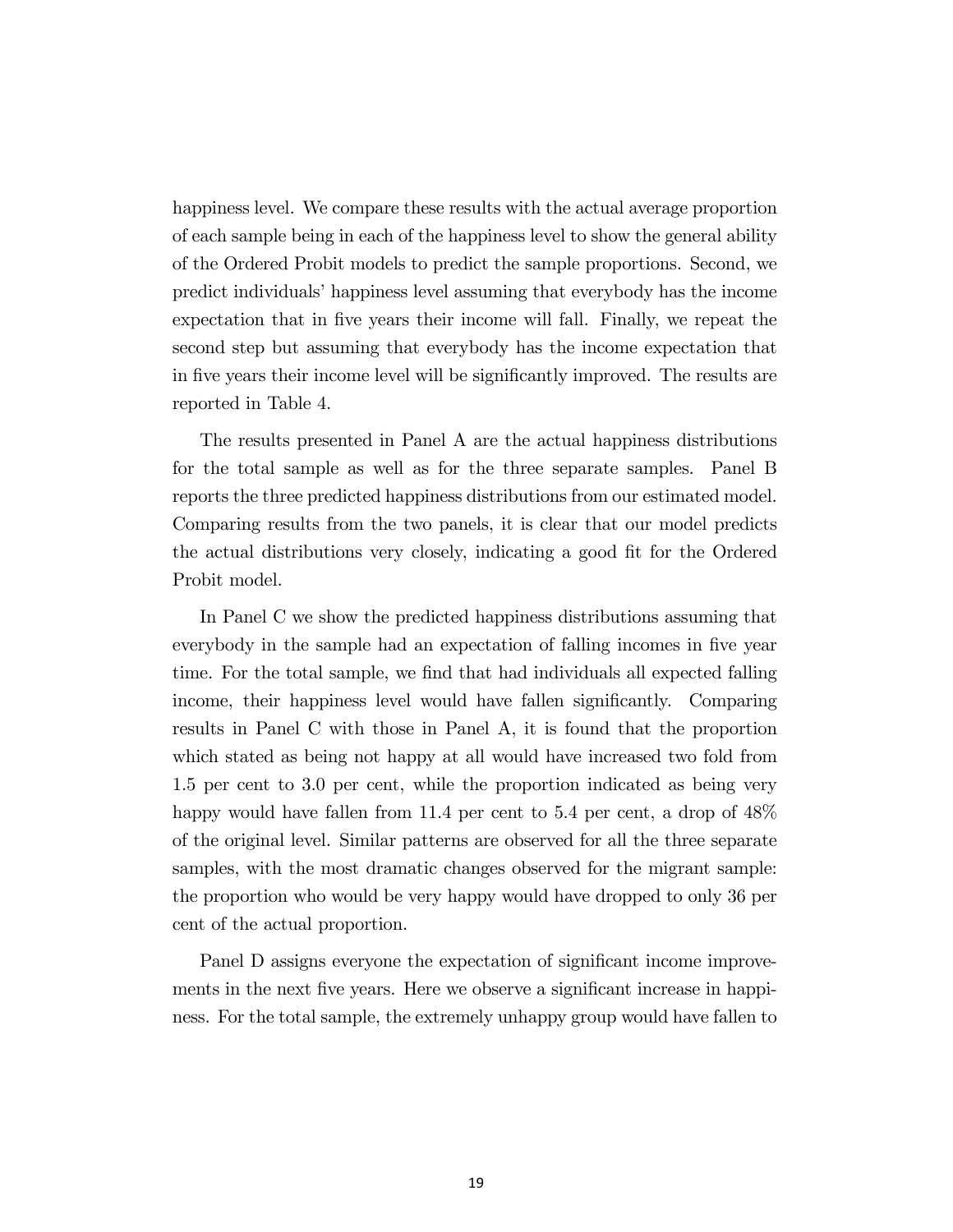happiness level. We compare these results with the actual average proportion of each sample being in each of the happiness level to show the general ability of the Ordered Probit models to predict the sample proportions. Second, we predict individuals' happiness level assuming that everybody has the income expectation that in five years their income will fall. Finally, we repeat the second step but assuming that everybody has the income expectation that in five years their income level will be significantly improved. The results are reported in Table 4.

The results presented in Panel A are the actual happiness distributions for the total sample as well as for the three separate samples. Panel B reports the three predicted happiness distributions from our estimated model. Comparing results from the two panels, it is clear that our model predicts the actual distributions very closely, indicating a good fit for the Ordered Probit model.

In Panel C we show the predicted happiness distributions assuming that everybody in the sample had an expectation of falling incomes in five year time. For the total sample, we find that had individuals all expected falling income, their happiness level would have fallen significantly. Comparing results in Panel C with those in Panel A, it is found that the proportion which stated as being not happy at all would have increased two fold from 1.5 per cent to 3.0 per cent, while the proportion indicated as being very happy would have fallen from 11.4 per cent to 5.4 per cent, a drop of 48% of the original level. Similar patterns are observed for all the three separate samples, with the most dramatic changes observed for the migrant sample: the proportion who would be very happy would have dropped to only 36 per cent of the actual proportion.

Panel D assigns everyone the expectation of significant income improvements in the next five years. Here we observe a significant increase in happiness. For the total sample, the extremely unhappy group would have fallen to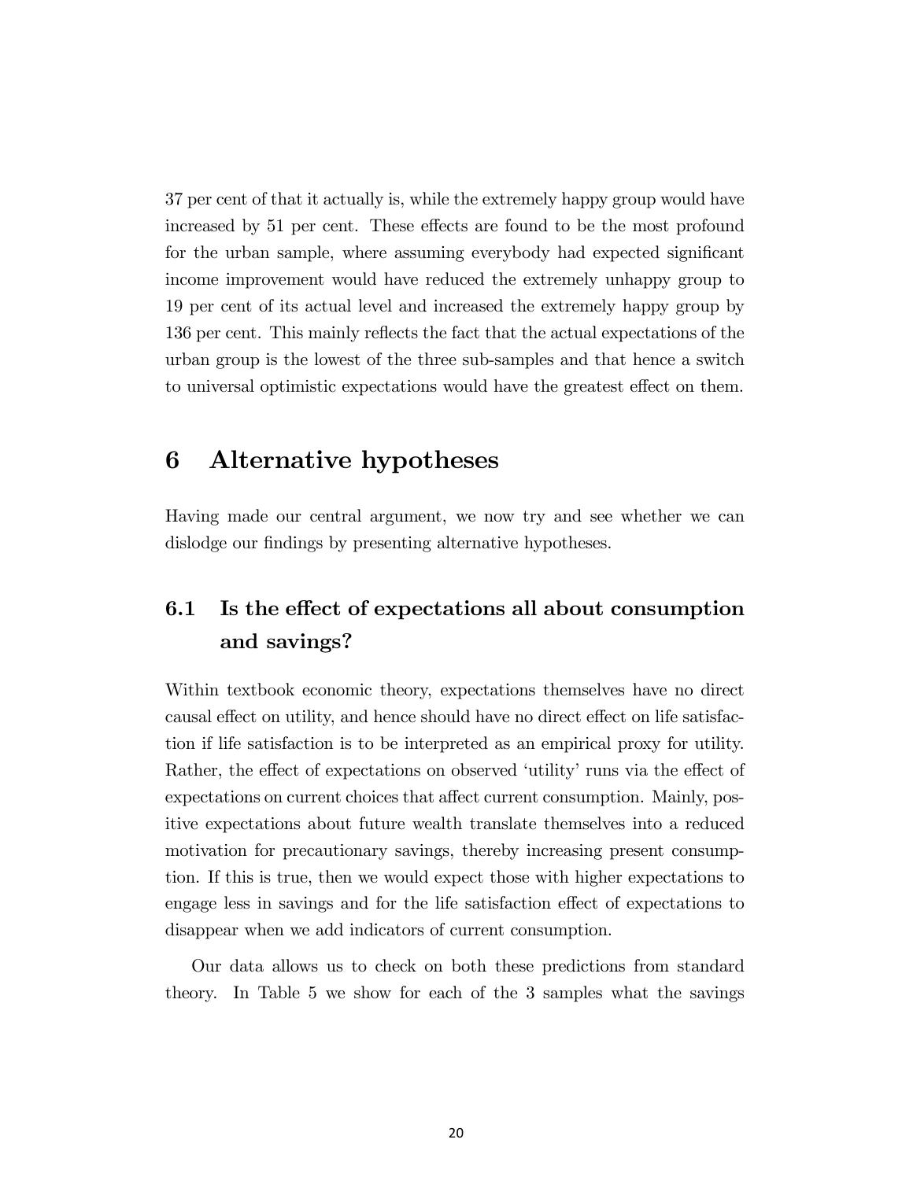37 per cent of that it actually is, while the extremely happy group would have increased by 51 per cent. These effects are found to be the most profound for the urban sample, where assuming everybody had expected significant income improvement would have reduced the extremely unhappy group to 19 per cent of its actual level and increased the extremely happy group by 136 per cent. This mainly reflects the fact that the actual expectations of the urban group is the lowest of the three sub-samples and that hence a switch to universal optimistic expectations would have the greatest effect on them.

# 6 Alternative hypotheses

Having made our central argument, we now try and see whether we can dislodge our findings by presenting alternative hypotheses.

## 6.1 Is the effect of expectations all about consumption and savings?

Within textbook economic theory, expectations themselves have no direct causal effect on utility, and hence should have no direct effect on life satisfaction if life satisfaction is to be interpreted as an empirical proxy for utility. Rather, the effect of expectations on observed 'utility' runs via the effect of expectations on current choices that affect current consumption. Mainly, positive expectations about future wealth translate themselves into a reduced motivation for precautionary savings, thereby increasing present consumption. If this is true, then we would expect those with higher expectations to engage less in savings and for the life satisfaction effect of expectations to disappear when we add indicators of current consumption.

Our data allows us to check on both these predictions from standard theory. In Table 5 we show for each of the 3 samples what the savings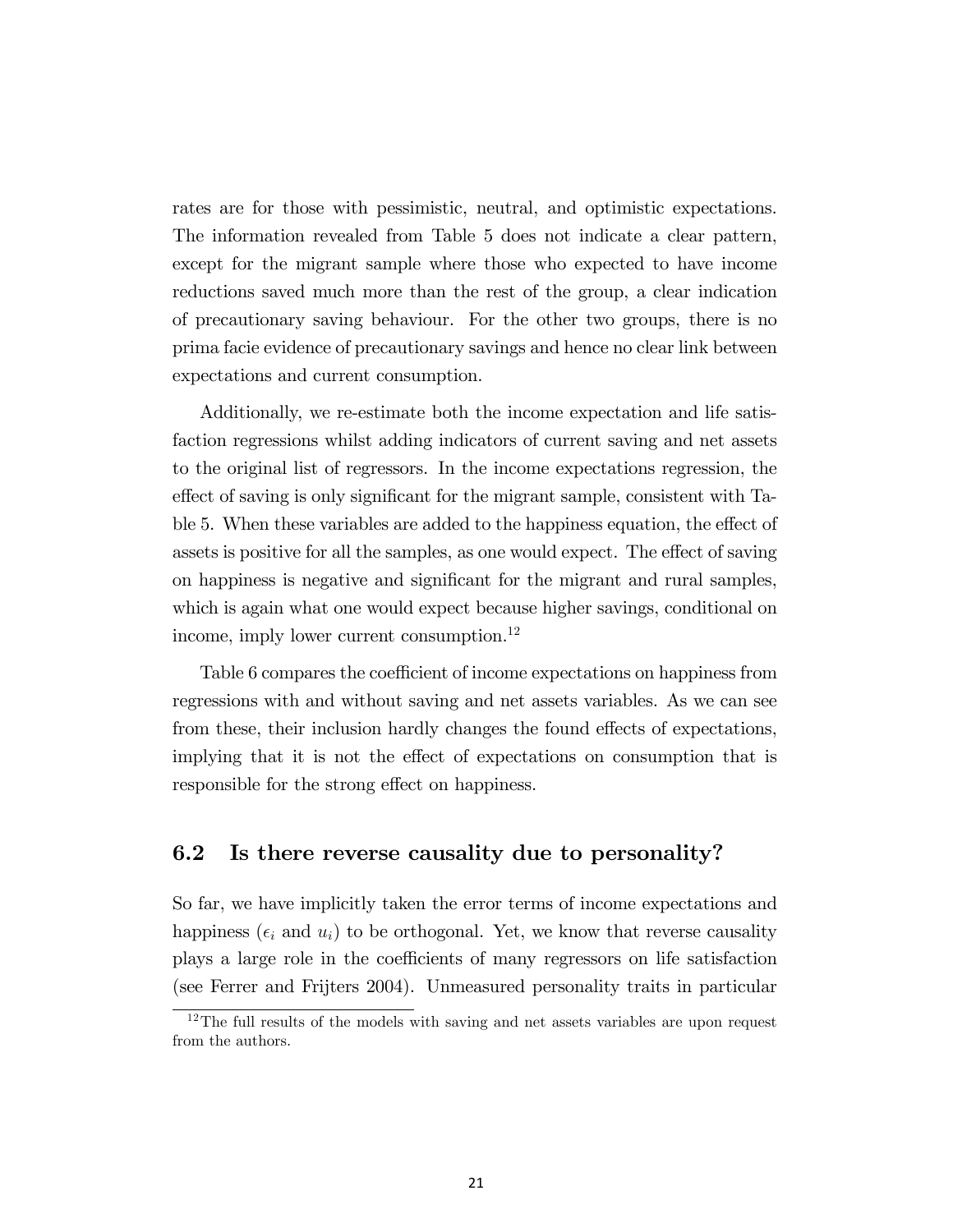rates are for those with pessimistic, neutral, and optimistic expectations. The information revealed from Table 5 does not indicate a clear pattern, except for the migrant sample where those who expected to have income reductions saved much more than the rest of the group, a clear indication of precautionary saving behaviour. For the other two groups, there is no prima facie evidence of precautionary savings and hence no clear link between expectations and current consumption.

Additionally, we re-estimate both the income expectation and life satisfaction regressions whilst adding indicators of current saving and net assets to the original list of regressors. In the income expectations regression, the effect of saving is only significant for the migrant sample, consistent with Table 5. When these variables are added to the happiness equation, the effect of assets is positive for all the samples, as one would expect. The effect of saving on happiness is negative and significant for the migrant and rural samples, which is again what one would expect because higher savings, conditional on income, imply lower current consumption.[12]

Table 6 compares the coefficient of income expectations on happiness from regressions with and without saving and net assets variables. As we can see from these, their inclusion hardly changes the found effects of expectations, implying that it is not the effect of expectations on consumption that is responsible for the strong effect on happiness.

## 6.2 Is there reverse causality due to personality?

So far, we have implicitly taken the error terms of income expectations and happiness ($\epsilon_i$ and $u_i$) to be orthogonal. Yet, we know that reverse causality plays a large role in the coefficients of many regressors on life satisfaction (see Ferrer and Frijters 2004). Unmeasured personality traits in particular

[12] The full results of the models with saving and net assets variables are upon request from the authors.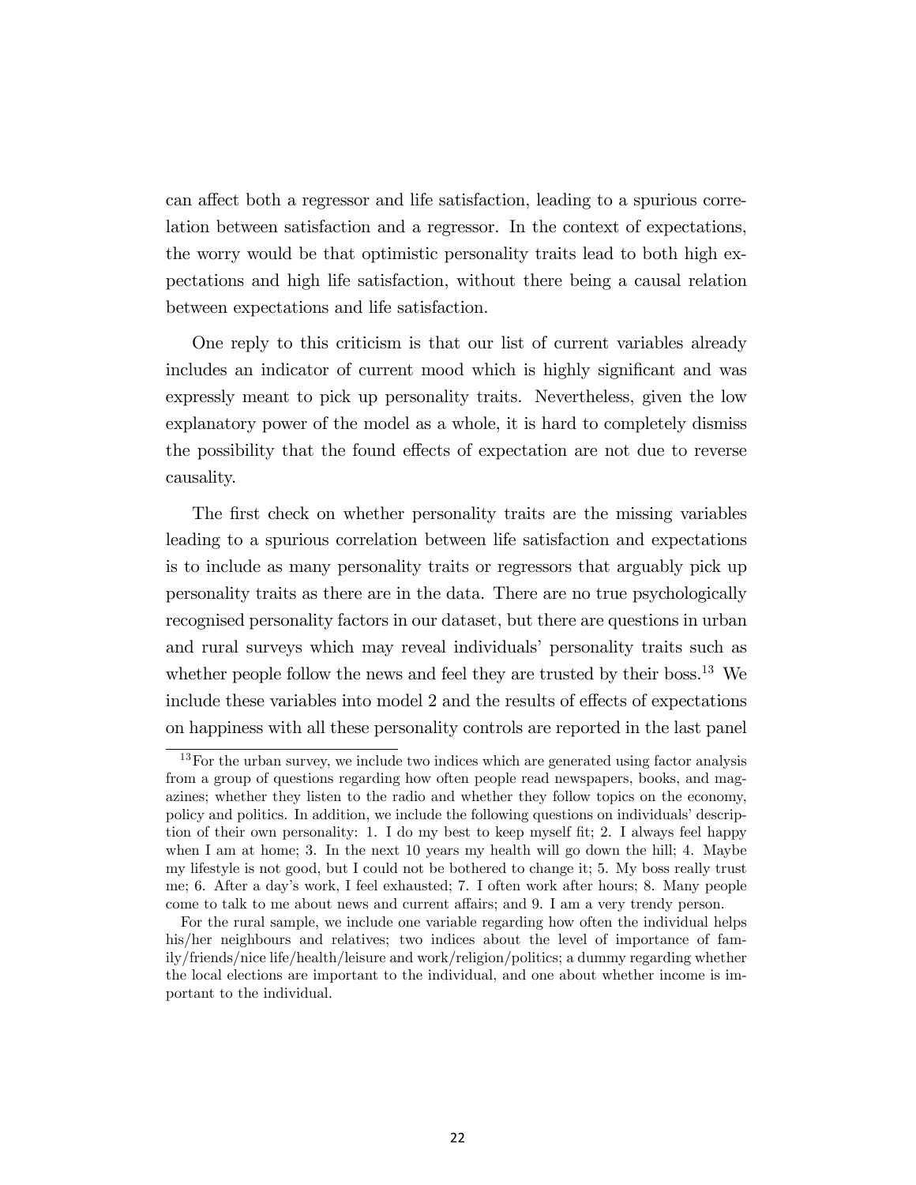can affect both a regressor and life satisfaction, leading to a spurious correlation between satisfaction and a regressor. In the context of expectations, the worry would be that optimistic personality traits lead to both high expectations and high life satisfaction, without there being a causal relation between expectations and life satisfaction.

One reply to this criticism is that our list of current variables already includes an indicator of current mood which is highly significant and was expressly meant to pick up personality traits. Nevertheless, given the low explanatory power of the model as a whole, it is hard to completely dismiss the possibility that the found effects of expectation are not due to reverse causality.

The first check on whether personality traits are the missing variables leading to a spurious correlation between life satisfaction and expectations is to include as many personality traits or regressors that arguably pick up personality traits as there are in the data. There are no true psychologically recognised personality factors in our dataset, but there are questions in urban and rural surveys which may reveal individuals' personality traits such as whether people follow the news and feel they are trusted by their boss.[13] We include these variables into model 2 and the results of effects of expectations on happiness with all these personality controls are reported in the last panel

[13]For the urban survey, we include two indices which are generated using factor analysis from a group of questions regarding how often people read newspapers, books, and magazines; whether they listen to the radio and whether they follow topics on the economy, policy and politics. In addition, we include the following questions on individuals' description of their own personality: 1. I do my best to keep myself fit; 2. I always feel happy when I am at home; 3. In the next 10 years my health will go down the hill; 4. Maybe my lifestyle is not good, but I could not be bothered to change it; 5. My boss really trust me; 6. After a day's work, I feel exhausted; 7. I often work after hours; 8. Many people come to talk to me about news and current affairs; and 9. I am a very trendy person.

For the rural sample, we include one variable regarding how often the individual helps his/her neighbours and relatives; two indices about the level of importance of family/friends/nice life/health/leisure and work/religion/politics; a dummy regarding whether the local elections are important to the individual, and one about whether income is important to the individual.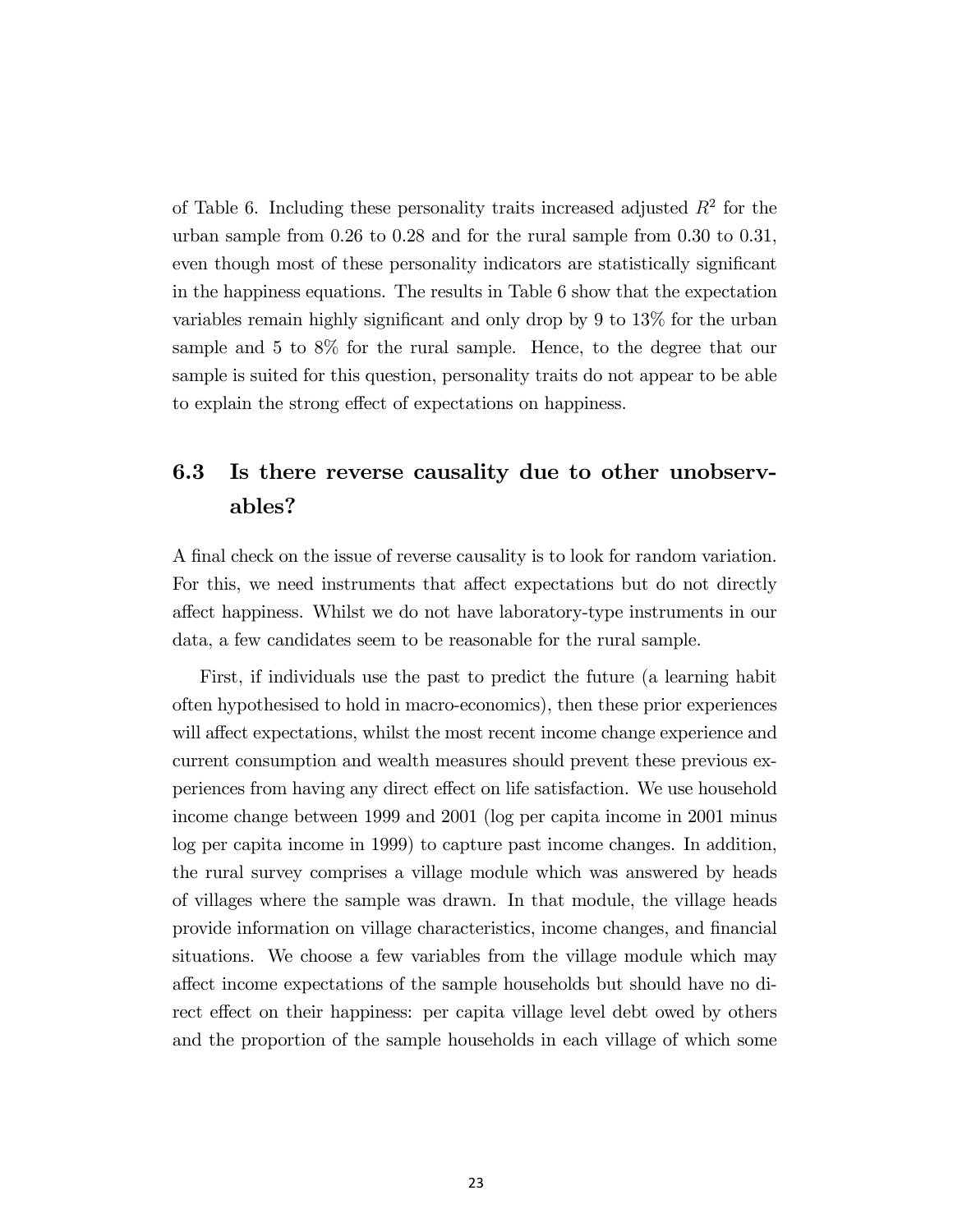of Table 6. Including these personality traits increased adjusted $R^2$ for the urban sample from 0.26 to 0.28 and for the rural sample from 0.30 to 0.31, even though most of these personality indicators are statistically significant in the happiness equations. The results in Table 6 show that the expectation variables remain highly significant and only drop by 9 to 13% for the urban sample and 5 to 8% for the rural sample. Hence, to the degree that our sample is suited for this question, personality traits do not appear to be able to explain the strong effect of expectations on happiness.

## 6.3 Is there reverse causality due to other unobservables?

A final check on the issue of reverse causality is to look for random variation. For this, we need instruments that affect expectations but do not directly affect happiness. Whilst we do not have laboratory-type instruments in our data, a few candidates seem to be reasonable for the rural sample.

First, if individuals use the past to predict the future (a learning habit often hypothesised to hold in macro-economics), then these prior experiences will affect expectations, whilst the most recent income change experience and current consumption and wealth measures should prevent these previous experiences from having any direct effect on life satisfaction. We use household income change between 1999 and 2001 (log per capita income in 2001 minus log per capita income in 1999) to capture past income changes. In addition, the rural survey comprises a village module which was answered by heads of villages where the sample was drawn. In that module, the village heads provide information on village characteristics, income changes, and financial situations. We choose a few variables from the village module which may affect income expectations of the sample households but should have no direct effect on their happiness: per capita village level debt owed by others and the proportion of the sample households in each village of which some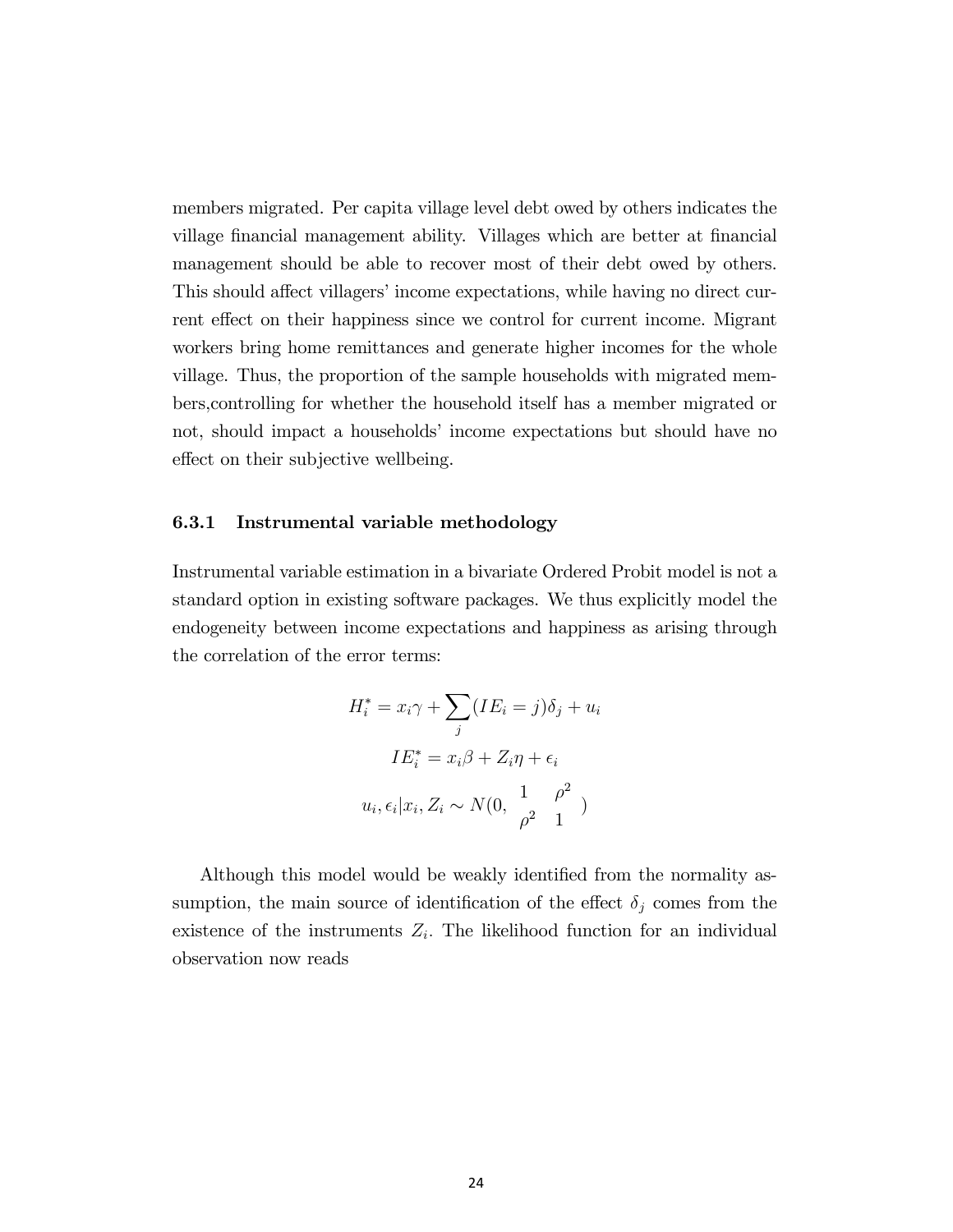members migrated. Per capita village level debt owed by others indicates the village financial management ability. Villages which are better at financial management should be able to recover most of their debt owed by others. This should affect villagers' income expectations, while having no direct current effect on their happiness since we control for current income. Migrant workers bring home remittances and generate higher incomes for the whole village. Thus, the proportion of the sample households with migrated members,controlling for whether the household itself has a member migrated or not, should impact a households' income expectations but should have no effect on their subjective wellbeing.

### 6.3.1 Instrumental variable methodology

Instrumental variable estimation in a bivariate Ordered Probit model is not a standard option in existing software packages. We thus explicitly model the endogeneity between income expectations and happiness as arising through the correlation of the error terms:

$$H_i^* = x_i\gamma + \sum_j (IE_i = j)\delta_j + u_i$$

$$IE_i^* = x_i\beta + Z_i\eta + \epsilon_i$$

$$u_i, \epsilon_i | x_i, Z_i \sim N(0, \begin{matrix} 1 & \rho^2 \\ \rho^2 & 1 \end{matrix})$$

Although this model would be weakly identified from the normality assumption, the main source of identification of the effect $\delta_j$ comes from the existence of the instruments $Z_i$. The likelihood function for an individual observation now reads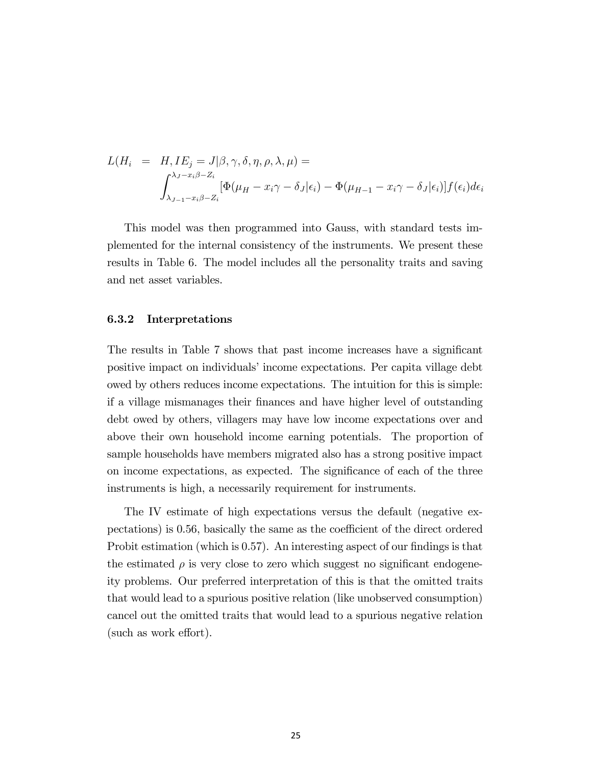$$
\begin{aligned}
L(H_i \; &= \; H, IE_j = J | \beta, \gamma, \delta, \eta, \rho, \lambda, \mu) = \\
&\int_{\lambda_{J-1} - x_i \beta - Z_i}^{\lambda_J - x_i \beta - Z_i} [\Phi(\mu_H - x_i \gamma - \delta_J | \epsilon_i) - \Phi(\mu_{H-1} - x_i \gamma - \delta_J | \epsilon_i)] f(\epsilon_i) d\epsilon_i
\end{aligned}
$$

This model was then programmed into Gauss, with standard tests implemented for the internal consistency of the instruments. We present these results in Table 6. The model includes all the personality traits and saving and net asset variables.

### 6.3.2 Interpretations

The results in Table 7 shows that past income increases have a significant positive impact on individuals' income expectations. Per capita village debt owed by others reduces income expectations. The intuition for this is simple: if a village mismanages their finances and have higher level of outstanding debt owed by others, villagers may have low income expectations over and above their own household income earning potentials. The proportion of sample households have members migrated also has a strong positive impact on income expectations, as expected. The significance of each of the three instruments is high, a necessarily requirement for instruments.

The IV estimate of high expectations versus the default (negative expectations) is 0.56, basically the same as the coefficient of the direct ordered Probit estimation (which is 0.57). An interesting aspect of our findings is that the estimated $\rho$ is very close to zero which suggest no significant endogeneity problems. Our preferred interpretation of this is that the omitted traits that would lead to a spurious positive relation (like unobserved consumption) cancel out the omitted traits that would lead to a spurious negative relation (such as work effort).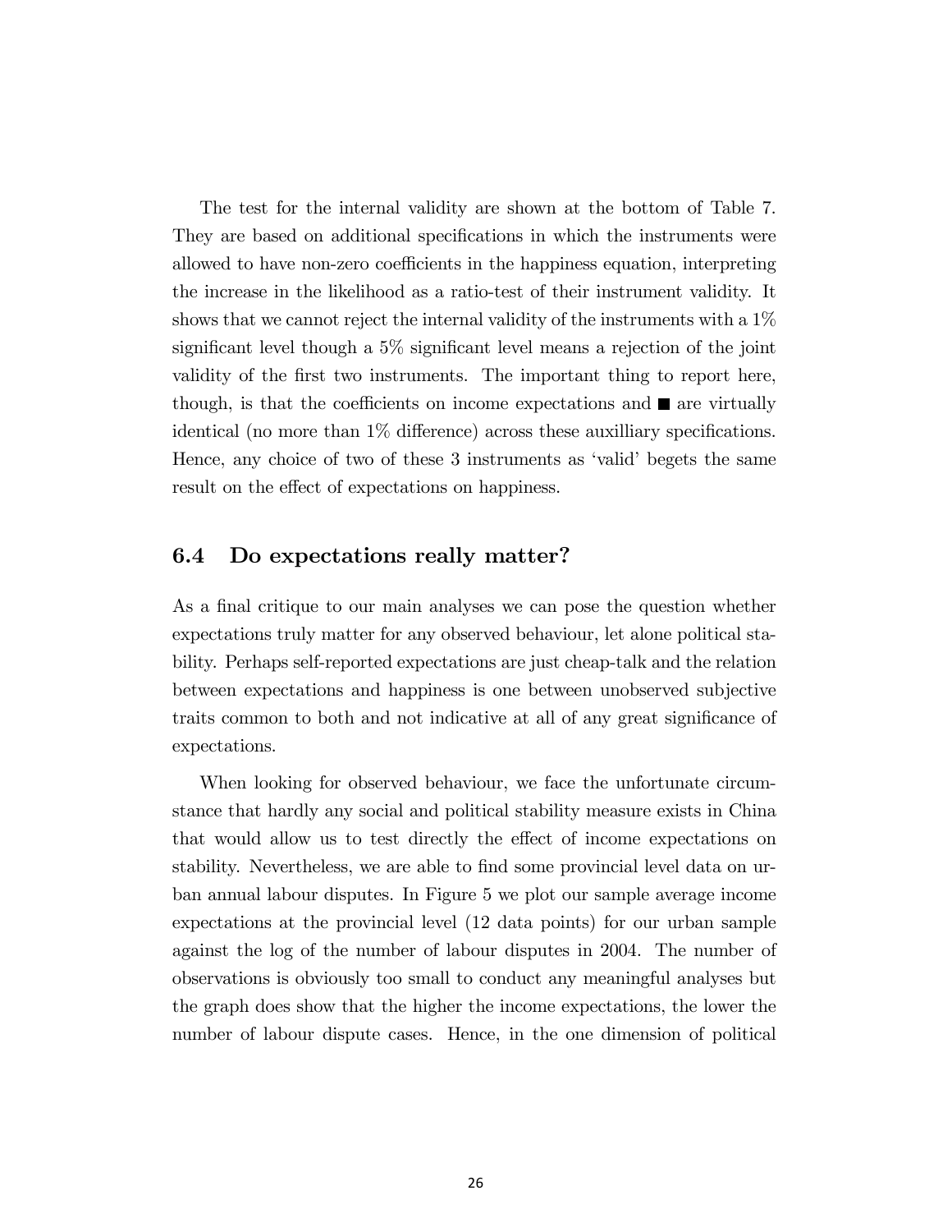The test for the internal validity are shown at the bottom of Table 7. They are based on additional specifications in which the instruments were allowed to have non-zero coefficients in the happiness equation, interpreting the increase in the likelihood as a ratio-test of their instrument validity. It shows that we cannot reject the internal validity of the instruments with a 1% significant level though a 5% significant level means a rejection of the joint validity of the first two instruments. The important thing to report here, though, is that the coefficients on income expectations and ■ are virtually identical (no more than 1% difference) across these auxilliary specifications. Hence, any choice of two of these 3 instruments as 'valid' begets the same result on the effect of expectations on happiness.

### 6.4 Do expectations really matter?

As a final critique to our main analyses we can pose the question whether expectations truly matter for any observed behaviour, let alone political stability. Perhaps self-reported expectations are just cheap-talk and the relation between expectations and happiness is one between unobserved subjective traits common to both and not indicative at all of any great significance of expectations.

When looking for observed behaviour, we face the unfortunate circumstance that hardly any social and political stability measure exists in China that would allow us to test directly the effect of income expectations on stability. Nevertheless, we are able to find some provincial level data on urban annual labour disputes. In Figure 5 we plot our sample average income expectations at the provincial level (12 data points) for our urban sample against the log of the number of labour disputes in 2004. The number of observations is obviously too small to conduct any meaningful analyses but the graph does show that the higher the income expectations, the lower the number of labour dispute cases. Hence, in the one dimension of political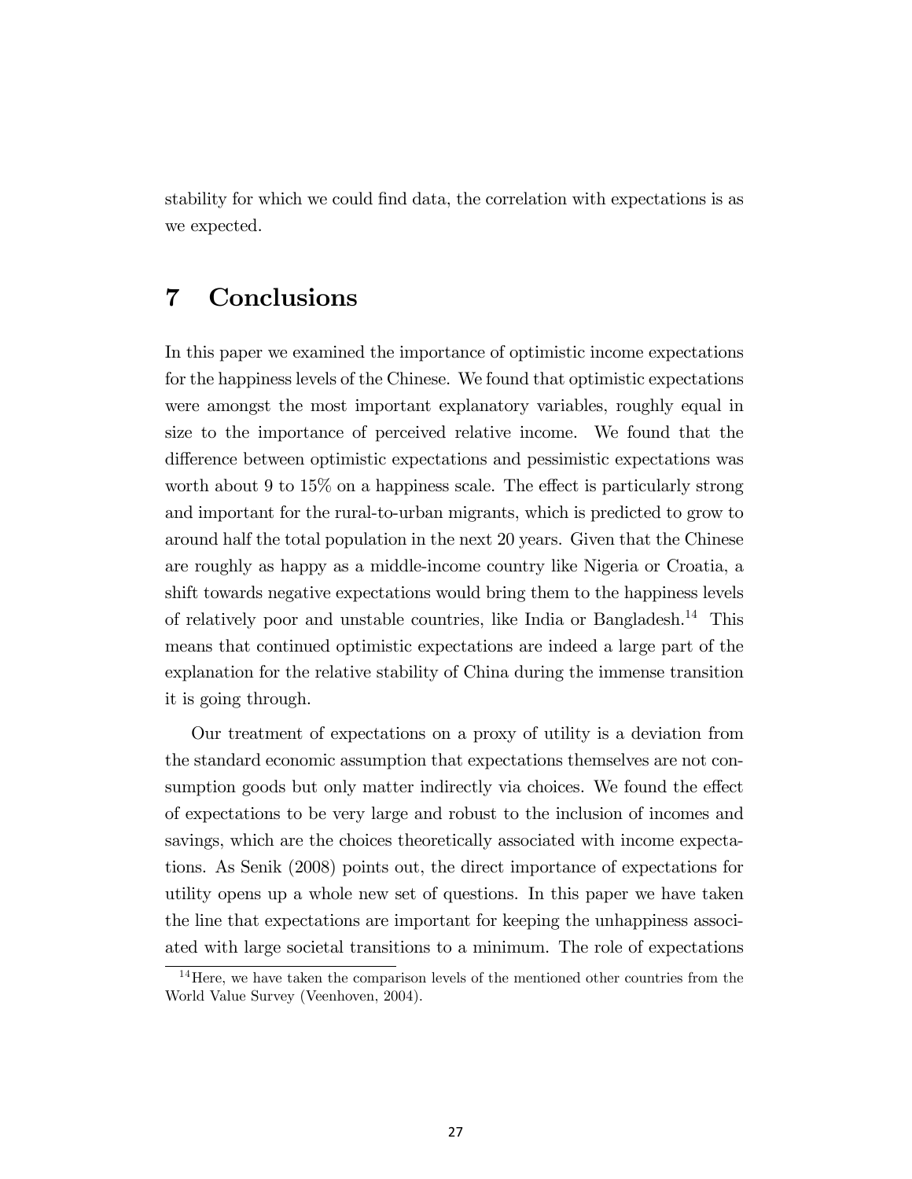stability for which we could find data, the correlation with expectations is as we expected.

# 7 Conclusions

In this paper we examined the importance of optimistic income expectations for the happiness levels of the Chinese. We found that optimistic expectations were amongst the most important explanatory variables, roughly equal in size to the importance of perceived relative income. We found that the difference between optimistic expectations and pessimistic expectations was worth about 9 to 15% on a happiness scale. The effect is particularly strong and important for the rural-to-urban migrants, which is predicted to grow to around half the total population in the next 20 years. Given that the Chinese are roughly as happy as a middle-income country like Nigeria or Croatia, a shift towards negative expectations would bring them to the happiness levels of relatively poor and unstable countries, like India or Bangladesh.[14] This means that continued optimistic expectations are indeed a large part of the explanation for the relative stability of China during the immense transition it is going through.

Our treatment of expectations on a proxy of utility is a deviation from the standard economic assumption that expectations themselves are not consumption goods but only matter indirectly via choices. We found the effect of expectations to be very large and robust to the inclusion of incomes and savings, which are the choices theoretically associated with income expectations. As Senik (2008) points out, the direct importance of expectations for utility opens up a whole new set of questions. In this paper we have taken the line that expectations are important for keeping the unhappiness associated with large societal transitions to a minimum. The role of expectations

[14] Here, we have taken the comparison levels of the mentioned other countries from the World Value Survey (Veenhoven, 2004).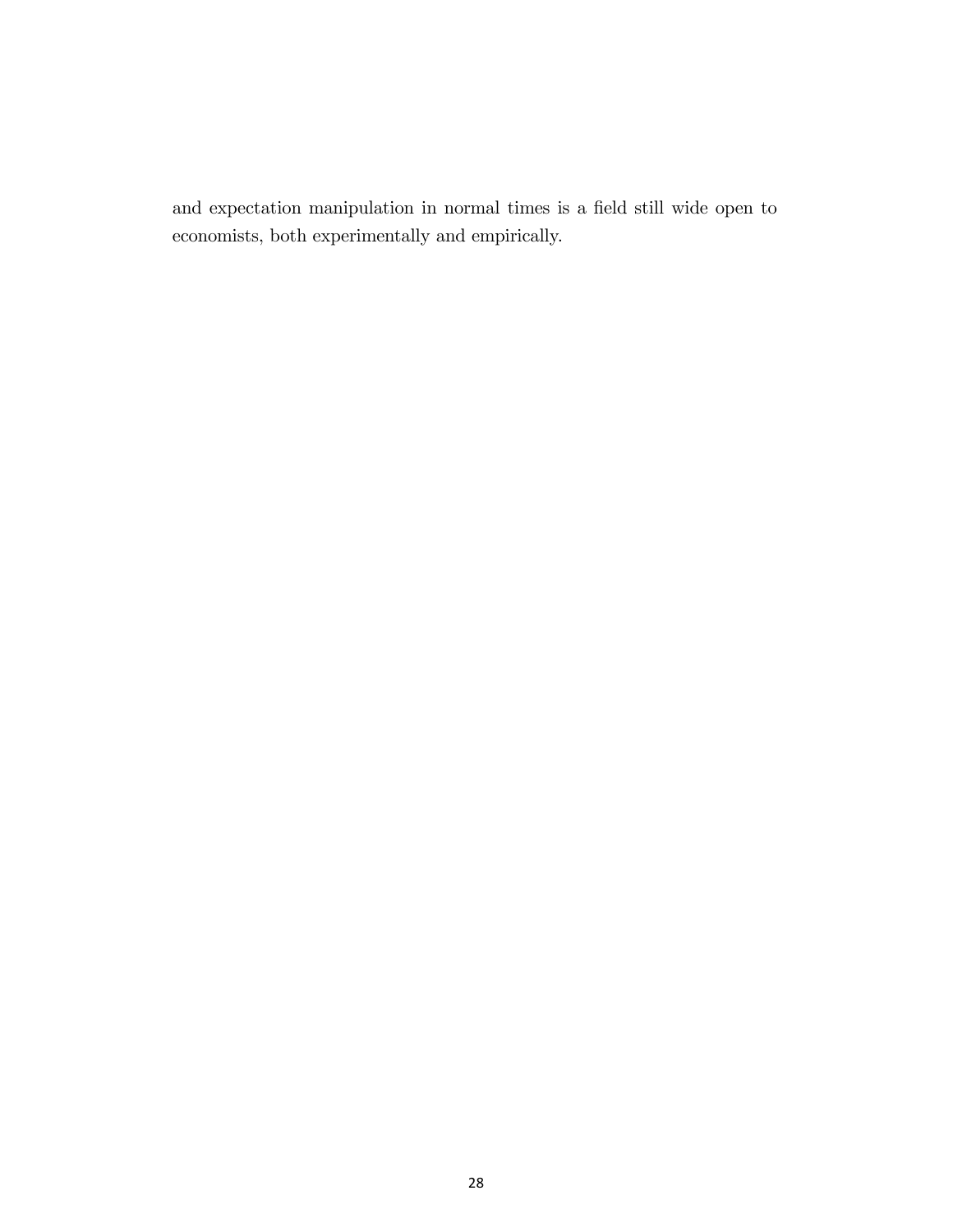and expectation manipulation in normal times is a field still wide open to economists, both experimentally and empirically.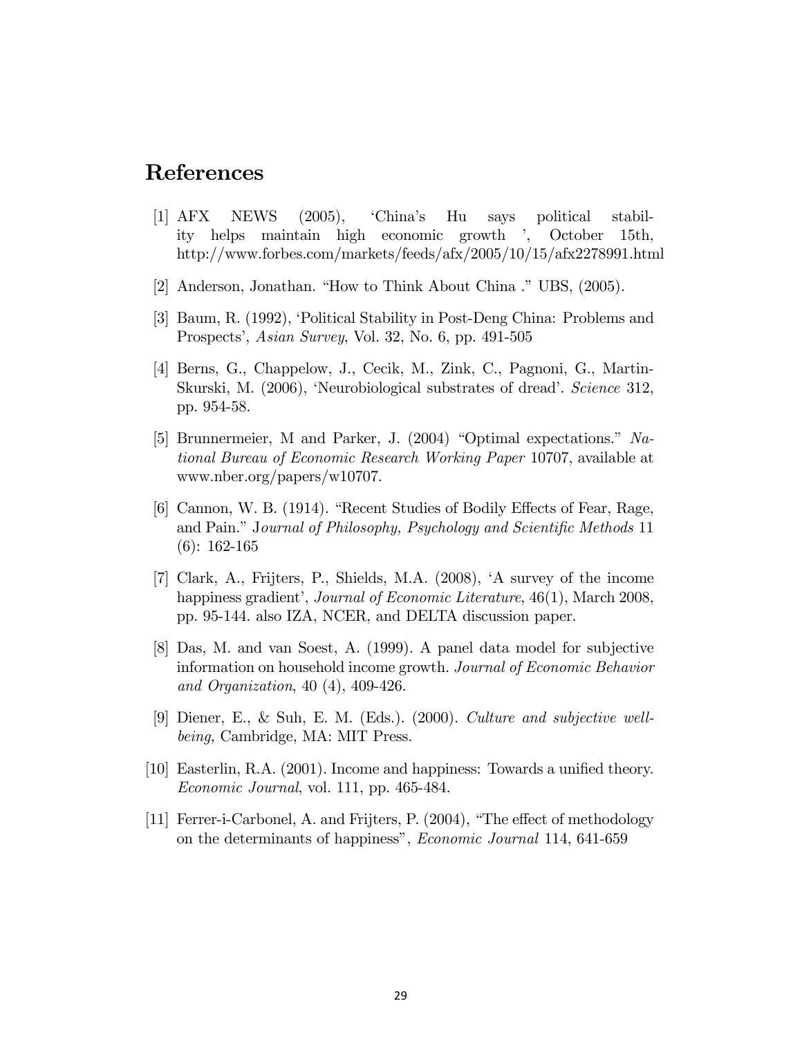## References

[1] AFX NEWS (2005), 'China's Hu says political stability helps maintain high economic growth ', October 15th, http://www.forbes.com/markets/feeds/afx/2005/10/15/afx2278991.html

[2] Anderson, Jonathan. "How to Think About China ." UBS, (2005).

[3] Baum, R. (1992), 'Political Stability in Post-Deng China: Problems and Prospects', *Asian Survey*, Vol. 32, No. 6, pp. 491-505

[4] Berns, G., Chappelow, J., Cecik, M., Zink, C., Pagnoni, G., Martin-Skurski, M. (2006), 'Neurobiological substrates of dread'. *Science* 312, pp. 954-58.

[5] Brunnermeier, M and Parker, J. (2004) "Optimal expectations." *National Bureau of Economic Research Working Paper* 10707, available at www.nber.org/papers/w10707.

[6] Cannon, W. B. (1914). "Recent Studies of Bodily Effects of Fear, Rage, and Pain." J*ournal of Philosophy, Psychology and Scientific Methods* 11 (6): 162-165

[7] Clark, A., Frijters, P., Shields, M.A. (2008), 'A survey of the income happiness gradient', *Journal of Economic Literature*, 46(1), March 2008, pp. 95-144. also IZA, NCER, and DELTA discussion paper.

[8] Das, M. and van Soest, A. (1999). A panel data model for subjective information on household income growth. *Journal of Economic Behavior and Organization*, 40 (4), 409-426.

[9] Diener, E., & Suh, E. M. (Eds.). (2000). *Culture and subjective well-being,* Cambridge, MA: MIT Press.

[10] Easterlin, R.A. (2001). Income and happiness: Towards a unified theory. *Economic Journal*, vol. 111, pp. 465-484.

[11] Ferrer-i-Carbonel, A. and Frijters, P. (2004), "The effect of methodology on the determinants of happiness", *Economic Journal* 114, 641-659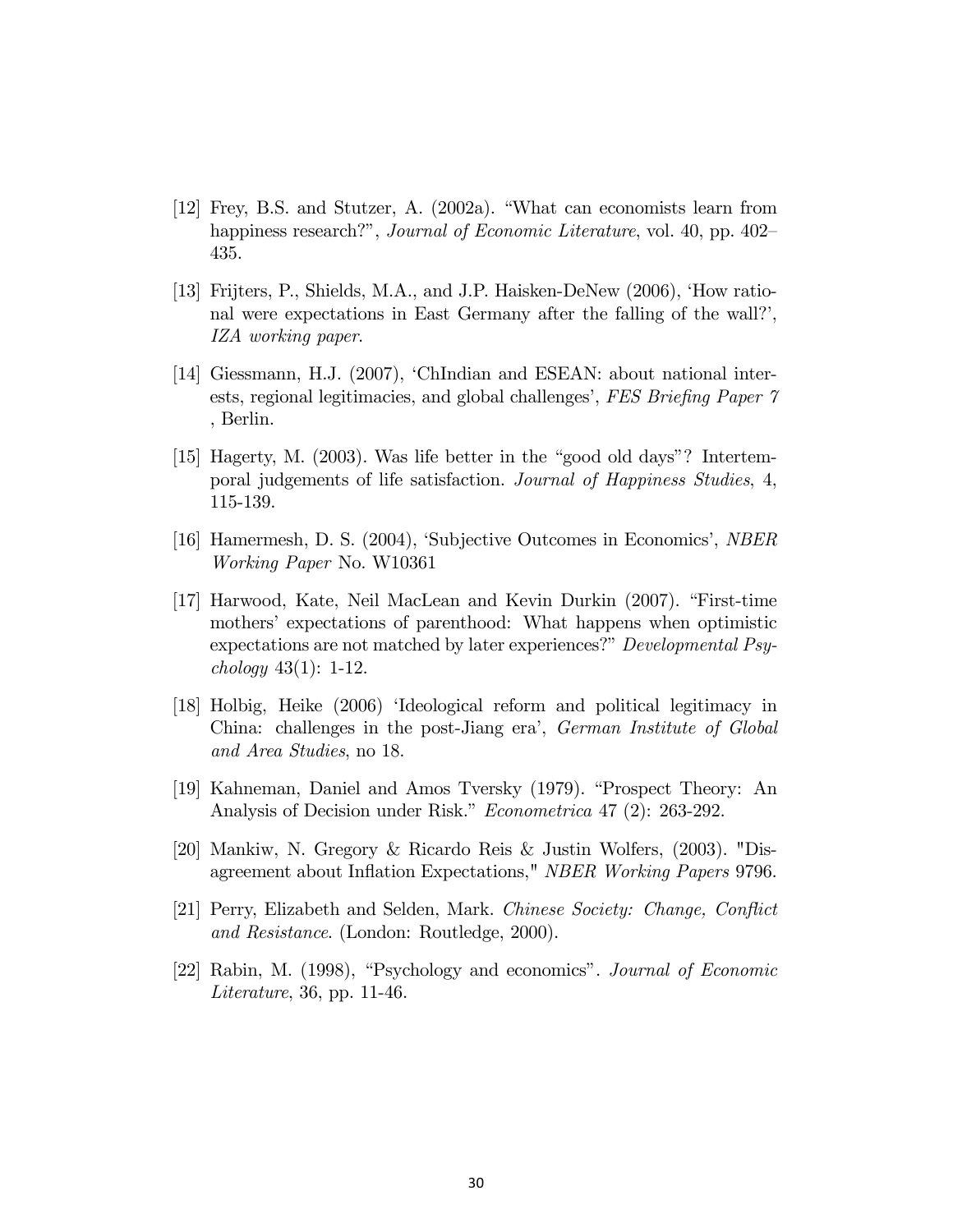[12] Frey, B.S. and Stutzer, A. (2002a). "What can economists learn from happiness research?", *Journal of Economic Literature*, vol. 40, pp. 402–435.

[13] Frijters, P., Shields, M.A., and J.P. Haisken-DeNew (2006), 'How rational were expectations in East Germany after the falling of the wall?', *IZA working paper*.

[14] Giessmann, H.J. (2007), 'ChIndian and ESEAN: about national interests, regional legitimacies, and global challenges', *FES Briefing Paper 7* , Berlin.

[15] Hagerty, M. (2003). Was life better in the "good old days"? Intertemporal judgements of life satisfaction. *Journal of Happiness Studies*, 4, 115-139.

[16] Hamermesh, D. S. (2004), 'Subjective Outcomes in Economics', *NBER Working Paper* No. W10361

[17] Harwood, Kate, Neil MacLean and Kevin Durkin (2007). "First-time mothers' expectations of parenthood: What happens when optimistic expectations are not matched by later experiences?" *Developmental Psychology* 43(1): 1-12.

[18] Holbig, Heike (2006) 'Ideological reform and political legitimacy in China: challenges in the post-Jiang era', *German Institute of Global and Area Studies*, no 18.

[19] Kahneman, Daniel and Amos Tversky (1979). "Prospect Theory: An Analysis of Decision under Risk." *Econometrica* 47 (2): 263-292.

[20] Mankiw, N. Gregory & Ricardo Reis & Justin Wolfers, (2003). "Disagreement about Inflation Expectations," *NBER Working Papers* 9796.

[21] Perry, Elizabeth and Selden, Mark. *Chinese Society: Change, Conflict and Resistance*. (London: Routledge, 2000).

[22] Rabin, M. (1998), "Psychology and economics". *Journal of Economic Literature*, 36, pp. 11-46.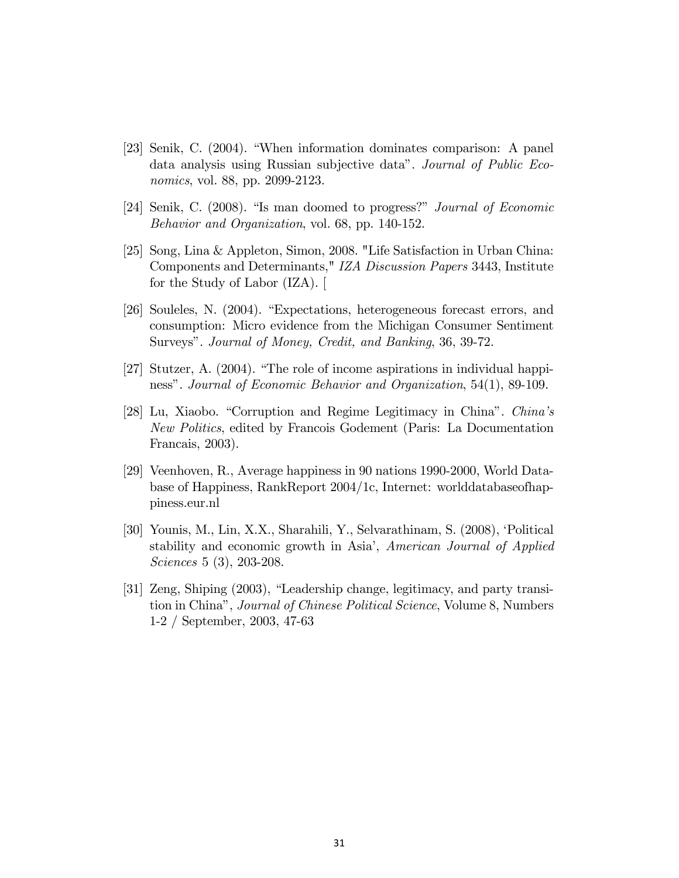[23] Senik, C. (2004). "When information dominates comparison: A panel data analysis using Russian subjective data". *Journal of Public Economics*, vol. 88, pp. 2099-2123.

[24] Senik, C. (2008). "Is man doomed to progress?" *Journal of Economic Behavior and Organization*, vol. 68, pp. 140-152.

[25] Song, Lina & Appleton, Simon, 2008. "Life Satisfaction in Urban China: Components and Determinants," *IZA Discussion Papers* 3443, Institute for the Study of Labor (IZA). [

[26] Souleles, N. (2004). "Expectations, heterogeneous forecast errors, and consumption: Micro evidence from the Michigan Consumer Sentiment Surveys". *Journal of Money, Credit, and Banking*, 36, 39-72.

[27] Stutzer, A. (2004). "The role of income aspirations in individual happiness". *Journal of Economic Behavior and Organization*, 54(1), 89-109.

[28] Lu, Xiaobo. "Corruption and Regime Legitimacy in China". *China's New Politics*, edited by Francois Godement (Paris: La Documentation Francais, 2003).

[29] Veenhoven, R., Average happiness in 90 nations 1990-2000, World Database of Happiness, RankReport 2004/1c, Internet: worlddatabaseofhappiness.eur.nl

[30] Younis, M., Lin, X.X., Sharahili, Y., Selvarathinam, S. (2008), 'Political stability and economic growth in Asia', *American Journal of Applied Sciences* 5 (3), 203-208.

[31] Zeng, Shiping (2003), "Leadership change, legitimacy, and party transition in China", *Journal of Chinese Political Science*, Volume 8, Numbers 1-2 / September, 2003, 47-63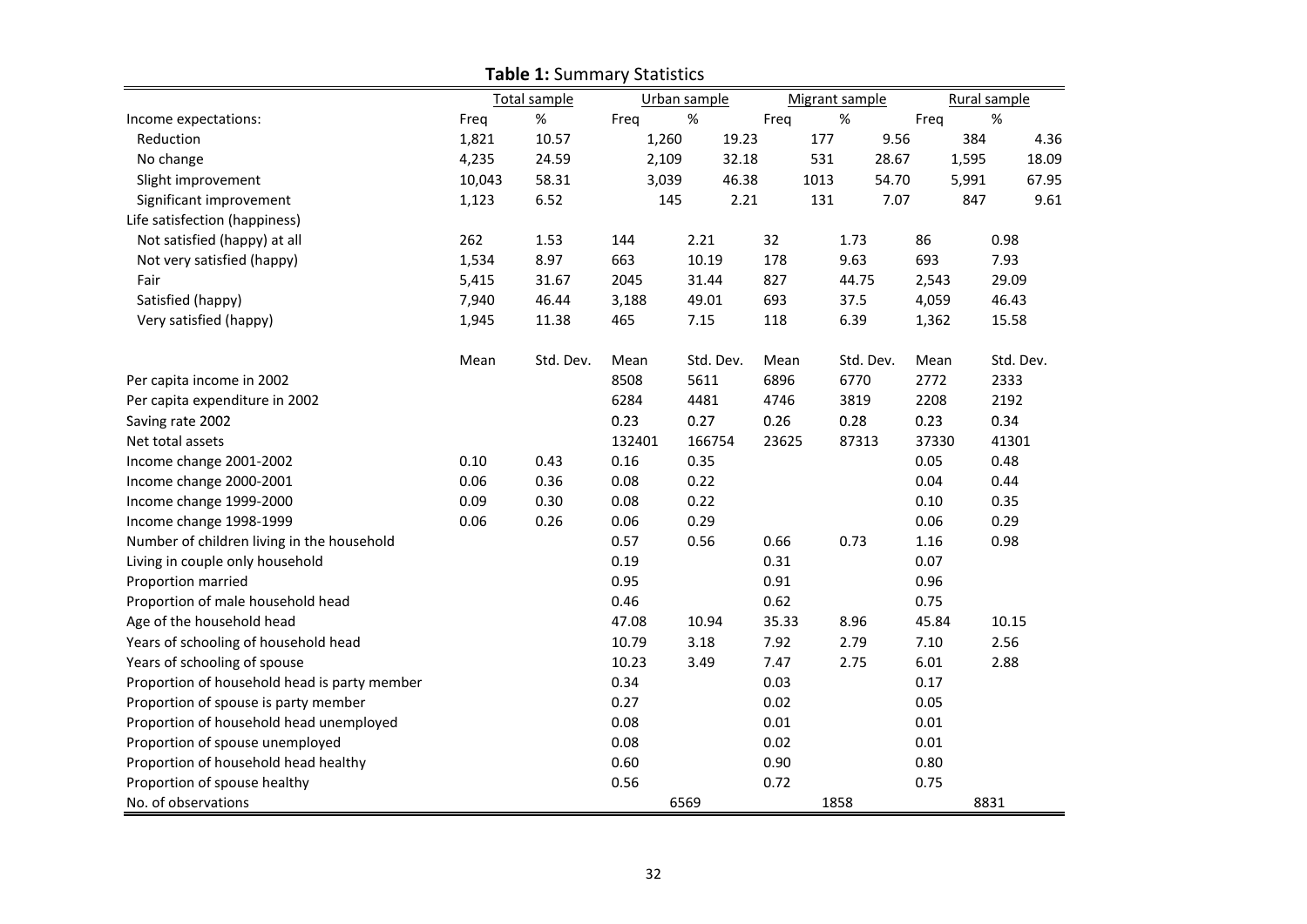**Table 1:** Summary Statistics

| | Total sample | | Urban sample | | Migrant sample | | Rural sample | |
|---|---|---|---|---|---|---|---|---|
| Income expectations: | Freq | % | Freq | % | Freq | % | Freq | % |
| Reduction | 1,821 | 10.57 | 1,260 | 19.23 | 177 | 9.56 | 384 | 4.36 |
| No change | 4,235 | 24.59 | 2,109 | 32.18 | 531 | 28.67 | 1,595 | 18.09 |
| Slight improvement | 10,043 | 58.31 | 3,039 | 46.38 | 1013 | 54.70 | 5,991 | 67.95 |
| Significant improvement | 1,123 | 6.52 | 145 | 2.21 | 131 | 7.07 | 847 | 9.61 |
| Life satisfection (happiness) | | | | | | | | |
| Not satisfied (happy) at all | 262 | 1.53 | 144 | 2.21 | 32 | 1.73 | 86 | 0.98 |
| Not very satisfied (happy) | 1,534 | 8.97 | 663 | 10.19 | 178 | 9.63 | 693 | 7.93 |
| Fair | 5,415 | 31.67 | 2045 | 31.44 | 827 | 44.75 | 2,543 | 29.09 |
| Satisfied (happy) | 7,940 | 46.44 | 3,188 | 49.01 | 693 | 37.5 | 4,059 | 46.43 |
| Very satisfied (happy) | 1,945 | 11.38 | 465 | 7.15 | 118 | 6.39 | 1,362 | 15.58 |
| | Mean | Std. Dev. | Mean | Std. Dev. | Mean | Std. Dev. | Mean | Std. Dev. |
| Per capita income in 2002 | | | 8508 | 5611 | 6896 | 6770 | 2772 | 2333 |
| Per capita expenditure in 2002 | | | 6284 | 4481 | 4746 | 3819 | 2208 | 2192 |
| Saving rate 2002 | | | 0.23 | 0.27 | 0.26 | 0.28 | 0.23 | 0.34 |
| Net total assets | | | 132401 | 166754 | 23625 | 87313 | 37330 | 41301 |
| Income change 2001-2002 | 0.10 | 0.43 | 0.16 | 0.35 | | | 0.05 | 0.48 |
| Income change 2000-2001 | 0.06 | 0.36 | 0.08 | 0.22 | | | 0.04 | 0.44 |
| Income change 1999-2000 | 0.09 | 0.30 | 0.08 | 0.22 | | | 0.10 | 0.35 |
| Income change 1998-1999 | 0.06 | 0.26 | 0.06 | 0.29 | | | 0.06 | 0.29 |
| Number of children living in the household | | | 0.57 | 0.56 | 0.66 | 0.73 | 1.16 | 0.98 |
| Living in couple only household | | | 0.19 | | 0.31 | | 0.07 | |
| Proportion married | | | 0.95 | | 0.91 | | 0.96 | |
| Proportion of male household head | | | 0.46 | | 0.62 | | 0.75 | |
| Age of the household head | | | 47.08 | 10.94 | 35.33 | 8.96 | 45.84 | 10.15 |
| Years of schooling of household head | | | 10.79 | 3.18 | 7.92 | 2.79 | 7.10 | 2.56 |
| Years of schooling of spouse | | | 10.23 | 3.49 | 7.47 | 2.75 | 6.01 | 2.88 |
| Proportion of household head is party member | | | 0.34 | | 0.03 | | 0.17 | |
| Proportion of spouse is party member | | | 0.27 | | 0.02 | | 0.05 | |
| Proportion of household head unemployed | | | 0.08 | | 0.01 | | 0.01 | |
| Proportion of spouse unemployed | | | 0.08 | | 0.02 | | 0.01 | |
| Proportion of household head healthy | | | 0.60 | | 0.90 | | 0.80 | |
| Proportion of spouse healthy | | | 0.56 | | 0.72 | | 0.75 | |
| No. of observations | | | 6569 | | 1858 | | 8831 | |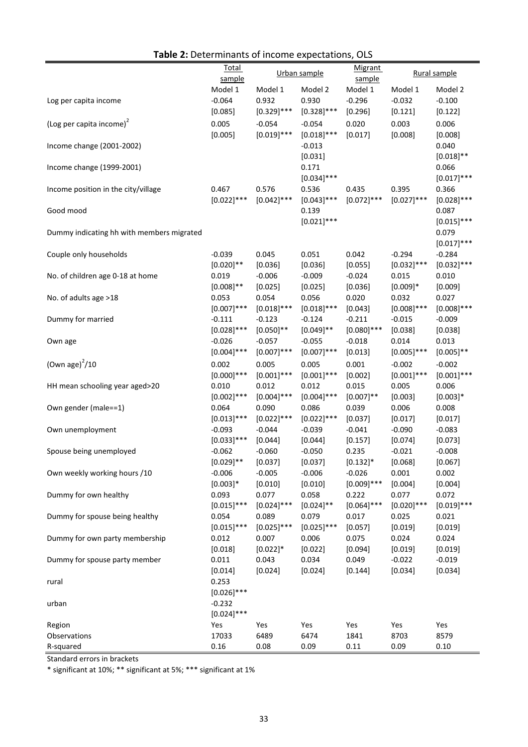**Table 2:** Determinants of income expectations, OLS

| | Total sample | Urban sample | | Migrant sample | Rural sample | |
|---|---|---|---|---|---|---|
| | Model 1 | Model 1 | Model 2 | Model 1 | Model 1 | Model 2 |
| Log per capita income | -0.064 | 0.932 | 0.930 | -0.296 | -0.032 | -0.100 |
| | [0.085] | [0.329]*** | [0.328]*** | [0.296] | [0.121] | [0.122] |
| (Log per capita income)$^2$ | 0.005 | -0.054 | -0.054 | 0.020 | 0.003 | 0.006 |
| | [0.005] | [0.019]*** | [0.018]*** | [0.017] | [0.008] | [0.008] |
| Income change (2001-2002) | | | -0.013 | | | 0.040 |
| | | | [0.031] | | | [0.018]** |
| Income change (1999-2001) | | | 0.171 | | | 0.066 |
| | | | [0.034]*** | | | [0.017]*** |
| Income position in the city/village | 0.467 | 0.576 | 0.536 | 0.435 | 0.395 | 0.366 |
| | [0.022]*** | [0.042]*** | [0.043]*** | [0.072]*** | [0.027]*** | [0.028]*** |
| Good mood | | | 0.139 | | | 0.087 |
| | | | [0.021]*** | | | [0.015]*** |
| Dummy indicating hh with members migrated | | | | | | 0.079 |
| | | | | | | [0.017]*** |
| Couple only households | -0.039 | 0.045 | 0.051 | 0.042 | -0.294 | -0.284 |
| | [0.020]** | [0.036] | [0.036] | [0.055] | [0.032]*** | [0.032]*** |
| No. of children age 0-18 at home | 0.019 | -0.006 | -0.009 | -0.024 | 0.015 | 0.010 |
| | [0.008]** | [0.025] | [0.025] | [0.036] | [0.009]* | [0.009] |
| No. of adults age >18 | 0.053 | 0.054 | 0.056 | 0.020 | 0.032 | 0.027 |
| | [0.007]*** | [0.018]*** | [0.018]*** | [0.043] | [0.008]*** | [0.008]*** |
| Dummy for married | -0.111 | -0.123 | -0.124 | -0.211 | -0.015 | -0.009 |
| | [0.028]*** | [0.050]** | [0.049]** | [0.080]*** | [0.038] | [0.038] |
| Own age | -0.026 | -0.057 | -0.055 | -0.018 | 0.014 | 0.013 |
| | [0.004]*** | [0.007]*** | [0.007]*** | [0.013] | [0.005]*** | [0.005]** |
| (Own age)$^2$/10 | 0.002 | 0.005 | 0.005 | 0.001 | -0.002 | -0.002 |
| | [0.000]*** | [0.001]*** | [0.001]*** | [0.002] | [0.001]*** | [0.001]*** |
| HH mean schooling year aged>20 | 0.010 | 0.012 | 0.012 | 0.015 | 0.005 | 0.006 |
| | [0.002]*** | [0.004]*** | [0.004]*** | [0.007]** | [0.003] | [0.003]* |
| Own gender (male==1) | 0.064 | 0.090 | 0.086 | 0.039 | 0.006 | 0.008 |
| | [0.013]*** | [0.022]*** | [0.022]*** | [0.037] | [0.017] | [0.017] |
| Own unemployment | -0.093 | -0.044 | -0.039 | -0.041 | -0.090 | -0.083 |
| | [0.033]*** | [0.044] | [0.044] | [0.157] | [0.074] | [0.073] |
| Spouse being unemployed | -0.062 | -0.060 | -0.050 | 0.235 | -0.021 | -0.008 |
| | [0.029]** | [0.037] | [0.037] | [0.132]* | [0.068] | [0.067] |
| Own weekly working hours /10 | -0.006 | -0.005 | -0.006 | -0.026 | 0.001 | 0.002 |
| | [0.003]* | [0.010] | [0.010] | [0.009]*** | [0.004] | [0.004] |
| Dummy for own healthy | 0.093 | 0.077 | 0.058 | 0.222 | 0.077 | 0.072 |
| | [0.015]*** | [0.024]*** | [0.024]** | [0.064]*** | [0.020]*** | [0.019]*** |
| Dummy for spouse being healthy | 0.054 | 0.089 | 0.079 | 0.017 | 0.025 | 0.021 |
| | [0.015]*** | [0.025]*** | [0.025]*** | [0.057] | [0.019] | [0.019] |
| Dummy for own party membership | 0.012 | 0.007 | 0.006 | 0.075 | 0.024 | 0.024 |
| | [0.018] | [0.022]* | [0.022] | [0.094] | [0.019] | [0.019] |
| Dummy for spouse party member | 0.011 | 0.043 | 0.034 | 0.049 | -0.022 | -0.019 |
| | [0.014] | [0.024] | [0.024] | [0.144] | [0.034] | [0.034] |
| rural | 0.253 | | | | | |
| | [0.026]*** | | | | | |
| urban | -0.232 | | | | | |
| | [0.024]*** | | | | | |
| Region | Yes | Yes | Yes | Yes | Yes | Yes |
| Observations | 17033 | 6489 | 6474 | 1841 | 8703 | 8579 |
| R-squared | 0.16 | 0.08 | 0.09 | 0.11 | 0.09 | 0.10 |

Standard errors in brackets

* significant at 10%; ** significant at 5%; *** significant at 1%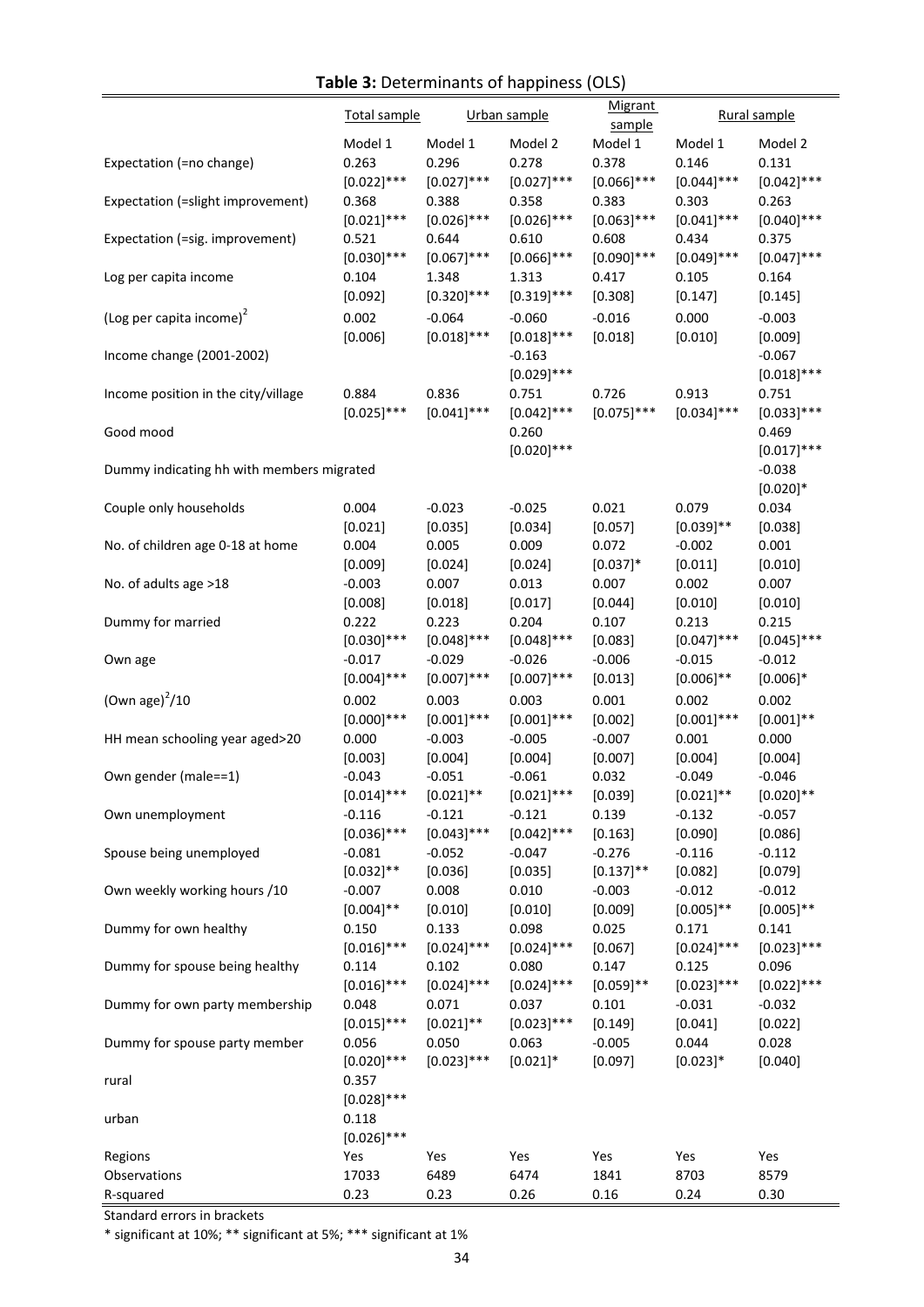**Table 3:** Determinants of happiness (OLS)

| | Total sample | Urban sample | | Migrant sample | Rural sample | |
|---|---|---|---|---|---|---|
| | Model 1 | Model 1 | Model 2 | Model 1 | Model 1 | Model 2 |
| Expectation (=no change) | 0.263 | 0.296 | 0.278 | 0.378 | 0.146 | 0.131 |
| | [0.022]*** | [0.027]*** | [0.027]*** | [0.066]*** | [0.044]*** | [0.042]*** |
| Expectation (=slight improvement) | 0.368 | 0.388 | 0.358 | 0.383 | 0.303 | 0.263 |
| | [0.021]*** | [0.026]*** | [0.026]*** | [0.063]*** | [0.041]*** | [0.040]*** |
| Expectation (=sig. improvement) | 0.521 | 0.644 | 0.610 | 0.608 | 0.434 | 0.375 |
| | [0.030]*** | [0.067]*** | [0.066]*** | [0.090]*** | [0.049]*** | [0.047]*** |
| Log per capita income | 0.104 | 1.348 | 1.313 | 0.417 | 0.105 | 0.164 |
| | [0.092] | [0.320]*** | [0.319]*** | [0.308] | [0.147] | [0.145] |
| (Log per capita income)$^2$ | 0.002 | -0.064 | -0.060 | -0.016 | 0.000 | -0.003 |
| | [0.006] | [0.018]*** | [0.018]*** | [0.018] | [0.010] | [0.009] |
| Income change (2001-2002) | | | -0.163 | | | -0.067 |
| | | | [0.029]*** | | | [0.018]*** |
| Income position in the city/village | 0.884 | 0.836 | 0.751 | 0.726 | 0.913 | 0.751 |
| | [0.025]*** | [0.041]*** | [0.042]*** | [0.075]*** | [0.034]*** | [0.033]*** |
| Good mood | | | 0.260 | | | 0.469 |
| | | | [0.020]*** | | | [0.017]*** |
| Dummy indicating hh with members migrated | | | | | | -0.038 |
| | | | | | | [0.020]* |
| Couple only households | 0.004 | -0.023 | -0.025 | 0.021 | 0.079 | 0.034 |
| | [0.021] | [0.035] | [0.034] | [0.057] | [0.039]** | [0.038] |
| No. of children age 0-18 at home | 0.004 | 0.005 | 0.009 | 0.072 | -0.002 | 0.001 |
| | [0.009] | [0.024] | [0.024] | [0.037]* | [0.011] | [0.010] |
| No. of adults age >18 | -0.003 | 0.007 | 0.013 | 0.007 | 0.002 | 0.007 |
| | [0.008] | [0.018] | [0.017] | [0.044] | [0.010] | [0.010] |
| Dummy for married | 0.222 | 0.223 | 0.204 | 0.107 | 0.213 | 0.215 |
| | [0.030]*** | [0.048]*** | [0.048]*** | [0.083] | [0.047]*** | [0.045]*** |
| Own age | -0.017 | -0.029 | -0.026 | -0.006 | -0.015 | -0.012 |
| | [0.004]*** | [0.007]*** | [0.007]*** | [0.013] | [0.006]** | [0.006]* |
| (Own age)$^2$/10 | 0.002 | 0.003 | 0.003 | 0.001 | 0.002 | 0.002 |
| | [0.000]*** | [0.001]*** | [0.001]*** | [0.002] | [0.001]*** | [0.001]** |
| HH mean schooling year aged>20 | 0.000 | -0.003 | -0.005 | -0.007 | 0.001 | 0.000 |
| | [0.003] | [0.004] | [0.004] | [0.007] | [0.004] | [0.004] |
| Own gender (male==1) | -0.043 | -0.051 | -0.061 | 0.032 | -0.049 | -0.046 |
| | [0.014]*** | [0.021]** | [0.021]*** | [0.039] | [0.021]** | [0.020]** |
| Own unemployment | -0.116 | -0.121 | -0.121 | 0.139 | -0.132 | -0.057 |
| | [0.036]*** | [0.043]*** | [0.042]*** | [0.163] | [0.090] | [0.086] |
| Spouse being unemployed | -0.081 | -0.052 | -0.047 | -0.276 | -0.116 | -0.112 |
| | [0.032]** | [0.036] | [0.035] | [0.137]** | [0.082] | [0.079] |
| Own weekly working hours /10 | -0.007 | 0.008 | 0.010 | -0.003 | -0.012 | -0.012 |
| | [0.004]** | [0.010] | [0.010] | [0.009] | [0.005]** | [0.005]** |
| Dummy for own healthy | 0.150 | 0.133 | 0.098 | 0.025 | 0.171 | 0.141 |
| | [0.016]*** | [0.024]*** | [0.024]*** | [0.067] | [0.024]*** | [0.023]*** |
| Dummy for spouse being healthy | 0.114 | 0.102 | 0.080 | 0.147 | 0.125 | 0.096 |
| | [0.016]*** | [0.024]*** | [0.024]*** | [0.059]** | [0.023]*** | [0.022]*** |
| Dummy for own party membership | 0.048 | 0.071 | 0.037 | 0.101 | -0.031 | -0.032 |
| | [0.015]*** | [0.021]** | [0.023]*** | [0.149] | [0.041] | [0.022] |
| Dummy for spouse party member | 0.056 | 0.050 | 0.063 | -0.005 | 0.044 | 0.028 |
| | [0.020]*** | [0.023]*** | [0.021]* | [0.097] | [0.023]* | [0.040] |
| rural | 0.357 | | | | | |
| | [0.028]*** | | | | | |
| urban | 0.118 | | | | | |
| | [0.026]*** | | | | | |
| Regions | Yes | Yes | Yes | Yes | Yes | Yes |
| Observations | 17033 | 6489 | 6474 | 1841 | 8703 | 8579 |
| R-squared | 0.23 | 0.23 | 0.26 | 0.16 | 0.24 | 0.30 |

Standard errors in brackets

* significant at 10%; ** significant at 5%; *** significant at 1%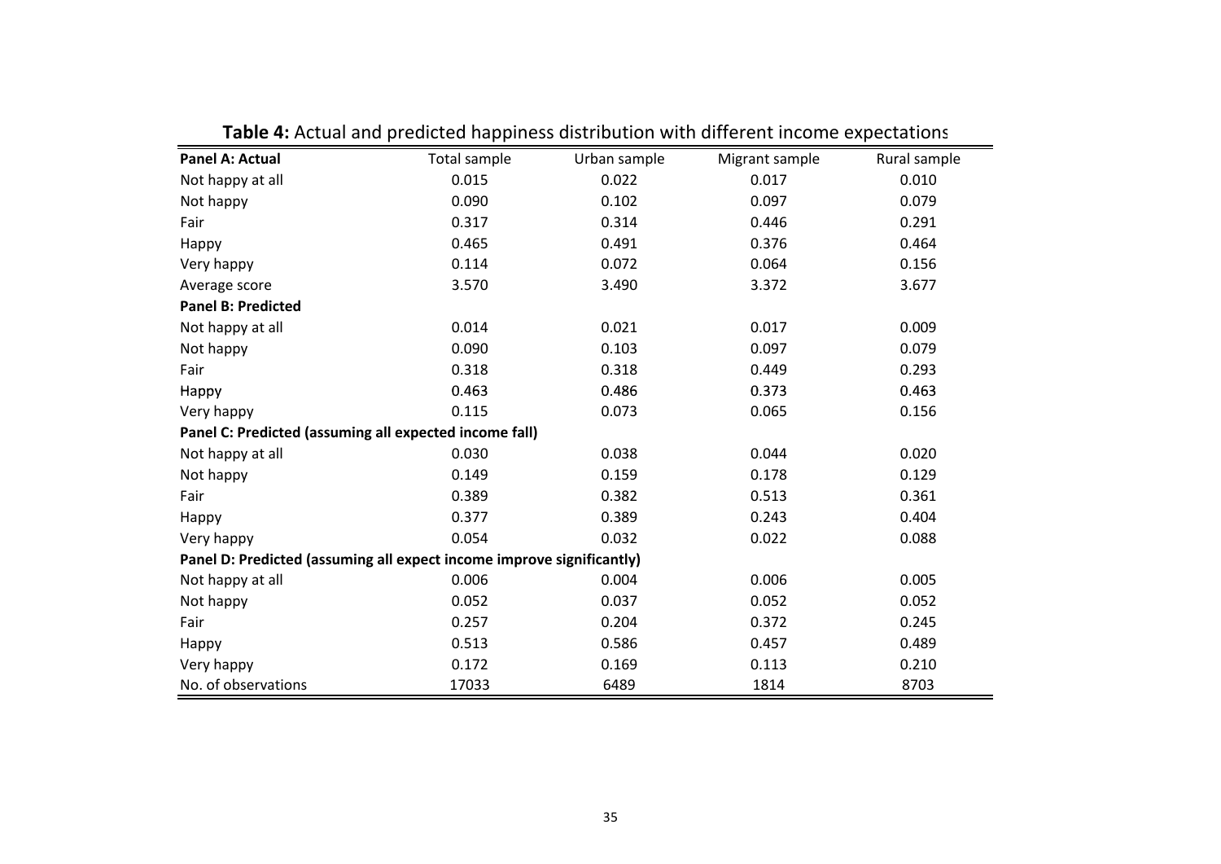**Table 4:** Actual and predicted happiness distribution with different income expectations

| **Panel A: Actual** | Total sample | Urban sample | Migrant sample | Rural sample |
|---|---|---|---|---|
| Not happy at all | 0.015 | 0.022 | 0.017 | 0.010 |
| Not happy | 0.090 | 0.102 | 0.097 | 0.079 |
| Fair | 0.317 | 0.314 | 0.446 | 0.291 |
| Happy | 0.465 | 0.491 | 0.376 | 0.464 |
| Very happy | 0.114 | 0.072 | 0.064 | 0.156 |
| Average score | 3.570 | 3.490 | 3.372 | 3.677 |
| **Panel B: Predicted** | | | | |
| Not happy at all | 0.014 | 0.021 | 0.017 | 0.009 |
| Not happy | 0.090 | 0.103 | 0.097 | 0.079 |
| Fair | 0.318 | 0.318 | 0.449 | 0.293 |
| Happy | 0.463 | 0.486 | 0.373 | 0.463 |
| Very happy | 0.115 | 0.073 | 0.065 | 0.156 |
| **Panel C: Predicted (assuming all expected income fall)** | | | | |
| Not happy at all | 0.030 | 0.038 | 0.044 | 0.020 |
| Not happy | 0.149 | 0.159 | 0.178 | 0.129 |
| Fair | 0.389 | 0.382 | 0.513 | 0.361 |
| Happy | 0.377 | 0.389 | 0.243 | 0.404 |
| Very happy | 0.054 | 0.032 | 0.022 | 0.088 |
| **Panel D: Predicted (assuming all expect income improve significantly)** | | | | |
| Not happy at all | 0.006 | 0.004 | 0.006 | 0.005 |
| Not happy | 0.052 | 0.037 | 0.052 | 0.052 |
| Fair | 0.257 | 0.204 | 0.372 | 0.245 |
| Happy | 0.513 | 0.586 | 0.457 | 0.489 |
| Very happy | 0.172 | 0.169 | 0.113 | 0.210 |
| No. of observations | 17033 | 6489 | 1814 | 8703 |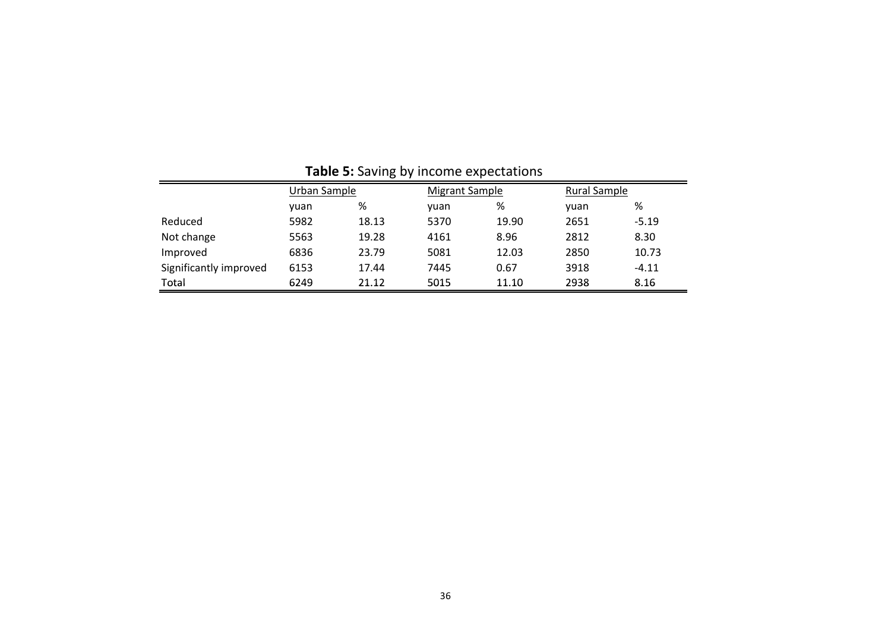**Table 5:** Saving by income expectations

| | Urban Sample | | Migrant Sample | | Rural Sample | |
|---|---|---|---|---|---|---|
| | yuan | % | yuan | % | yuan | % |
| Reduced | 5982 | 18.13 | 5370 | 19.90 | 2651 | -5.19 |
| Not change | 5563 | 19.28 | 4161 | 8.96 | 2812 | 8.30 |
| Improved | 6836 | 23.79 | 5081 | 12.03 | 2850 | 10.73 |
| Significantly improved | 6153 | 17.44 | 7445 | 0.67 | 3918 | -4.11 |
| Total | 6249 | 21.12 | 5015 | 11.10 | 2938 | 8.16 |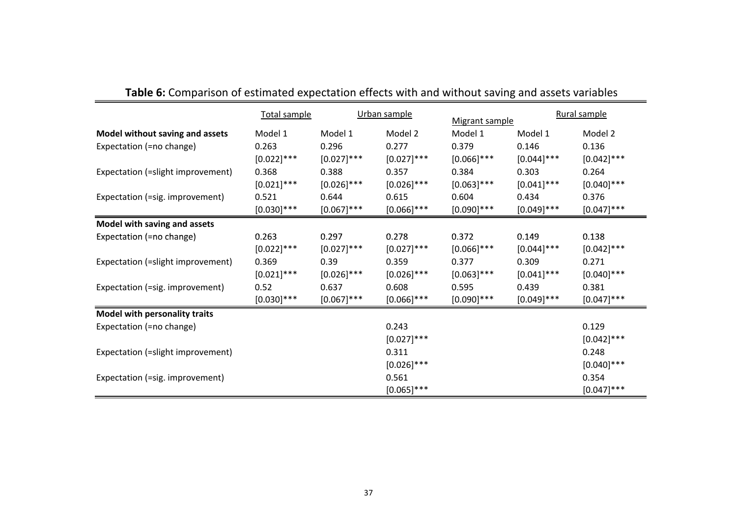**Table 6:** Comparison of estimated expectation effects with and without saving and assets variables

| | Total sample | Urban sample | | Migrant sample | Rural sample | |
|---|---|---|---|---|---|---|
| **Model without saving and assets** | Model 1 | Model 1 | Model 2 | Model 1 | Model 1 | Model 2 |
| Expectation (=no change) | 0.263 | 0.296 | 0.277 | 0.379 | 0.146 | 0.136 |
| | [0.022]*** | [0.027]*** | [0.027]*** | [0.066]*** | [0.044]*** | [0.042]*** |
| Expectation (=slight improvement) | 0.368 | 0.388 | 0.357 | 0.384 | 0.303 | 0.264 |
| | [0.021]*** | [0.026]*** | [0.026]*** | [0.063]*** | [0.041]*** | [0.040]*** |
| Expectation (=sig. improvement) | 0.521 | 0.644 | 0.615 | 0.604 | 0.434 | 0.376 |
| | [0.030]*** | [0.067]*** | [0.066]*** | [0.090]*** | [0.049]*** | [0.047]*** |
| **Model with saving and assets** | | | | | | |
| Expectation (=no change) | 0.263 | 0.297 | 0.278 | 0.372 | 0.149 | 0.138 |
| | [0.022]*** | [0.027]*** | [0.027]*** | [0.066]*** | [0.044]*** | [0.042]*** |
| Expectation (=slight improvement) | 0.369 | 0.39 | 0.359 | 0.377 | 0.309 | 0.271 |
| | [0.021]*** | [0.026]*** | [0.026]*** | [0.063]*** | [0.041]*** | [0.040]*** |
| Expectation (=sig. improvement) | 0.52 | 0.637 | 0.608 | 0.595 | 0.439 | 0.381 |
| | [0.030]*** | [0.067]*** | [0.066]*** | [0.090]*** | [0.049]*** | [0.047]*** |
| **Model with personality traits** | | | | | | |
| Expectation (=no change) | | | 0.243 | | | 0.129 |
| | | | [0.027]*** | | | [0.042]*** |
| Expectation (=slight improvement) | | | 0.311 | | | 0.248 |
| | | | [0.026]*** | | | [0.040]*** |
| Expectation (=sig. improvement) | | | 0.561 | | | 0.354 |
| | | | [0.065]*** | | | [0.047]*** |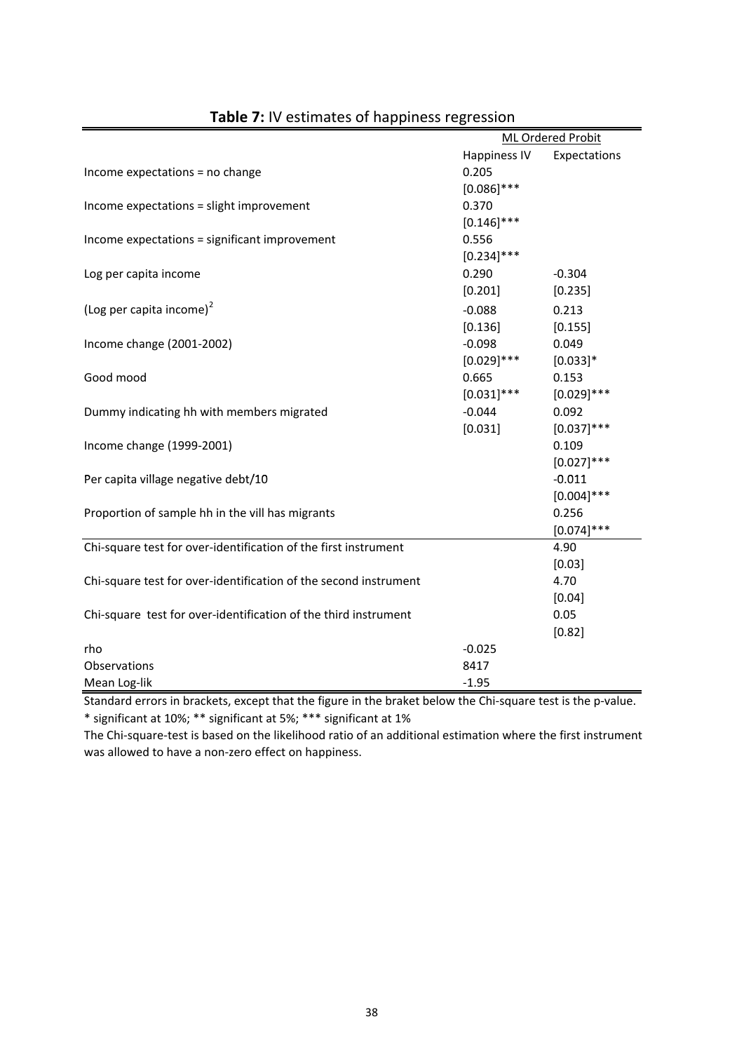**Table 7:** IV estimates of happiness regression

| | ML Ordered Probit | |
|---|---|---|
| | Happiness IV | Expectations |
| Income expectations = no change | 0.205 | |
| | [0.086]*** | |
| Income expectations = slight improvement | 0.370 | |
| | [0.146]*** | |
| Income expectations = significant improvement | 0.556 | |
| | [0.234]*** | |
| Log per capita income | 0.290 | -0.304 |
| | [0.201] | [0.235] |
| (Log per capita income)$^2$ | -0.088 | 0.213 |
| | [0.136] | [0.155] |
| Income change (2001-2002) | -0.098 | 0.049 |
| | [0.029]*** | [0.033]* |
| Good mood | 0.665 | 0.153 |
| | [0.031]*** | [0.029]*** |
| Dummy indicating hh with members migrated | -0.044 | 0.092 |
| | [0.031] | [0.037]*** |
| Income change (1999-2001) | | 0.109 |
| | | [0.027]*** |
| Per capita village negative debt/10 | | -0.011 |
| | | [0.004]*** |
| Proportion of sample hh in the vill has migrants | | 0.256 |
| | | [0.074]*** |
| Chi-square test for over-identification of the first instrument | | 4.90 |
| | | [0.03] |
| Chi-square test for over-identification of the second instrument | | 4.70 |
| | | [0.04] |
| Chi-square test for over-identification of the third instrument | | 0.05 |
| | | [0.82] |
| rho | -0.025 | |
| Observations | 8417 | |
| Mean Log-lik | -1.95 | |

Standard errors in brackets, except that the figure in the braket below the Chi-square test is the p-value.
* significant at 10%; ** significant at 5%; *** significant at 1%
The Chi-square-test is based on the likelihood ratio of an additional estimation where the first instrument was allowed to have a non-zero effect on happiness.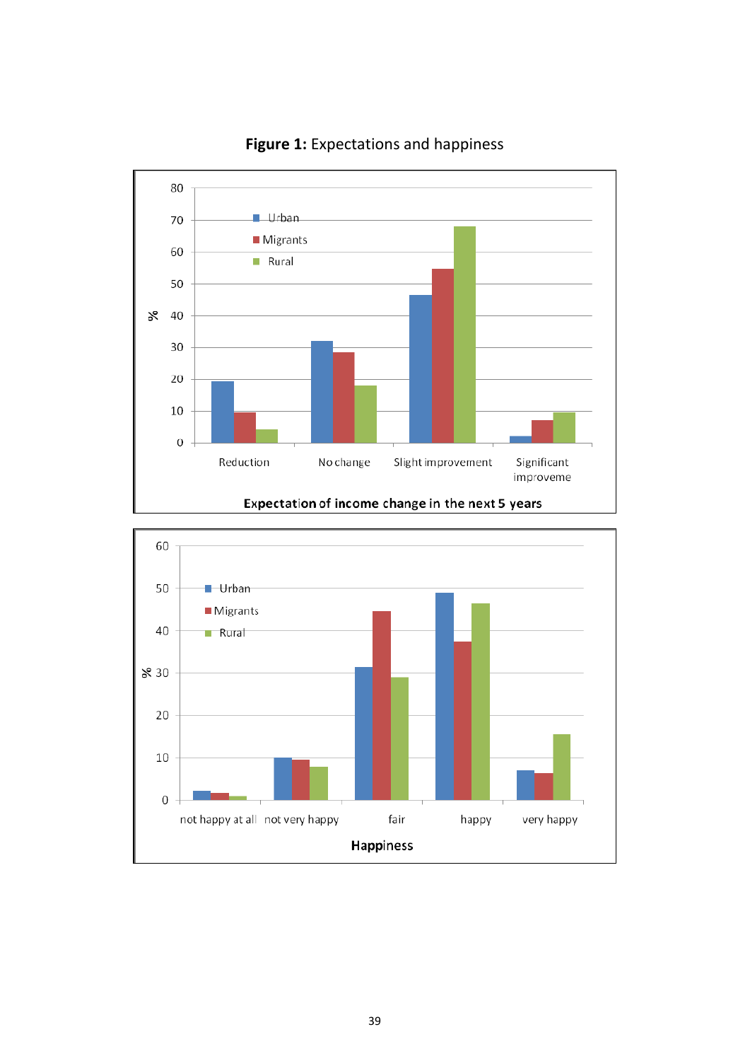**Figure 1:** Expectations and happiness

80
70
60
50
%
40
30
20
10
0

Urban
Migrants
Rural

Reduction
No change
Slight improvement
Significant improveme

Expectation of income change in the next 5 years

60
50
40
% 30
20
10
0

Urban
Migrants
Rural

not happy at all
not very happy
fair
happy
very happy

Happiness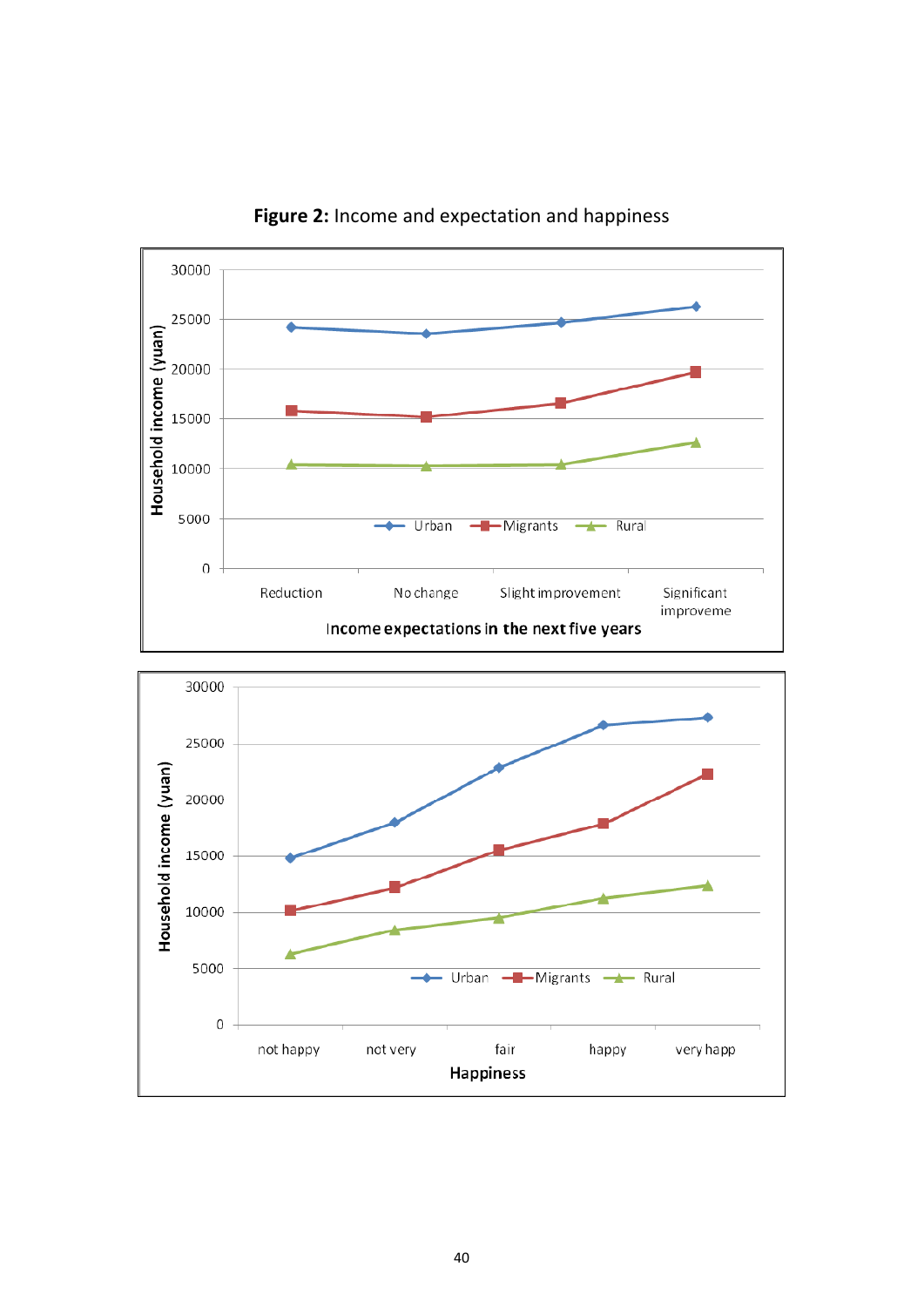**Figure 2:** Income and expectation and happiness

Household income (yuan)

30000
25000
20000
15000
10000
5000
0

Urban
Migrants
Rural

Reduction
No change
Slight improvement
Significant improveme

Income expectations in the next five years

Household income (yuan)

30000
25000
20000
15000
10000
5000
0

Urban
Migrants
Rural

not happy
not very
fair
happy
very happ

Happiness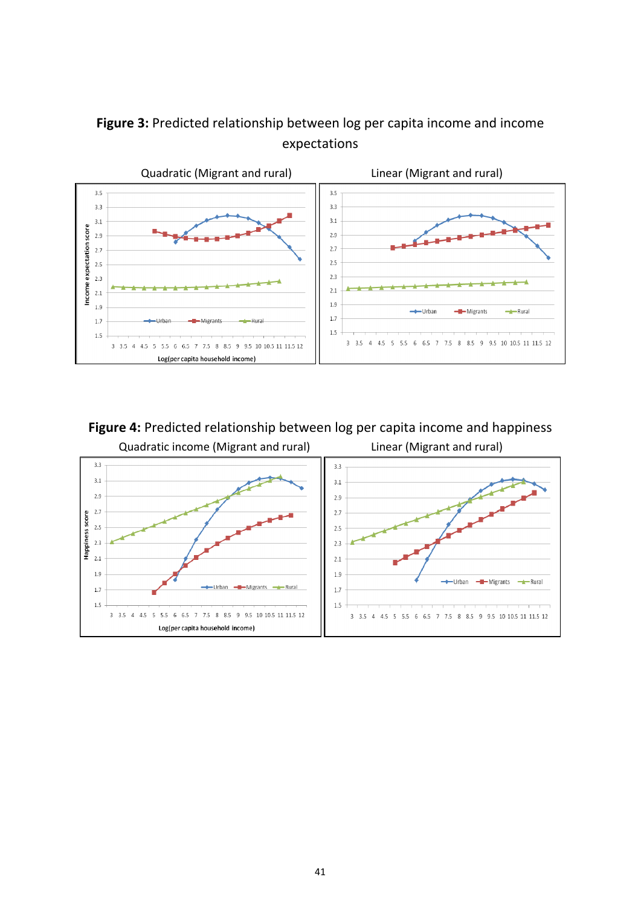**Figure 3:** Predicted relationship between log per capita income and income expectations

Quadratic (Migrant and rural)

Income expectation score

3.5
3.3
3.1
2.9
2.7
2.5
2.3
2.1
1.9
1.7
1.5

Urban Migrants Rural

3 3.5 4 4.5 5 5.5 6 6.5 7 7.5 8 8.5 9 9.5 10 10.5 11 11.5 12

Log(per capita household income)

Linear (Migrant and rural)

3.5
3.3
3.1
2.9
2.7
2.5
2.3
2.1
1.9
1.7
1.5

Urban Migrants Rural

3 3.5 4 4.5 5 5.5 6 6.5 7 7.5 8 8.5 9 9.5 10 10.5 11 11.5 12

**Figure 4:** Predicted relationship between log per capita income and happiness

Quadratic income (Migrant and rural)

Happiness score

3.3
3.1
2.9
2.7
2.5
2.3
2.1
1.9
1.7
1.5

Urban Migrants Rural

3 3.5 4 4.5 5 5.5 6 6.5 7 7.5 8 8.5 9 9.5 10 10.5 11 11.5 12

Log(per capita household income)

Linear (Migrant and rural)

3.3
3.1
2.9
2.7
2.5
2.3
2.1
1.9
1.7
1.5

Urban Migrants Rural

3 3.5 4 4.5 5 5.5 6 6.5 7 7.5 8 8.5 9 9.5 10 10.5 11 11.5 12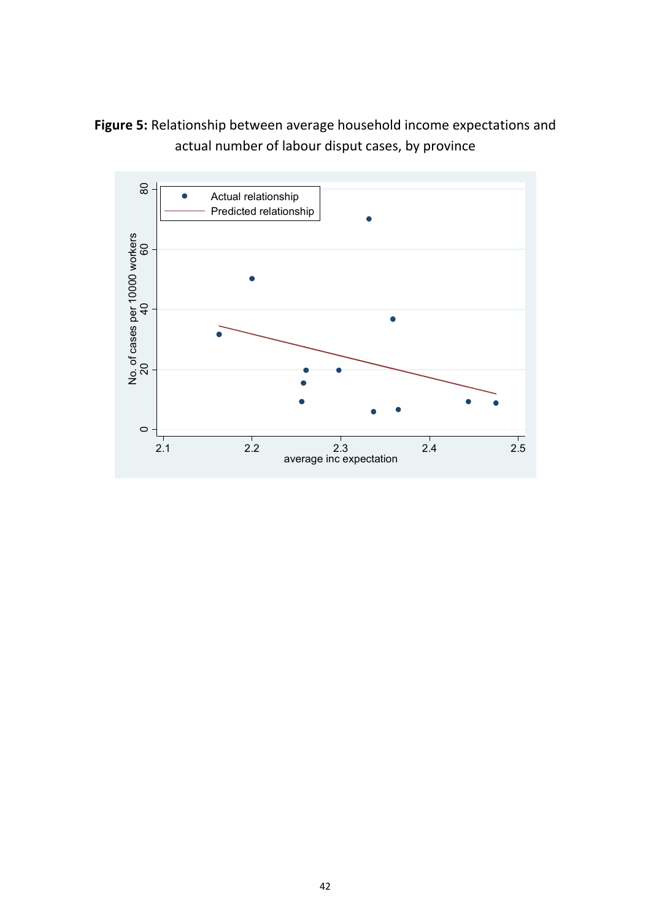**Figure 5:** Relationship between average household income expectations and actual number of labour disput cases, by province

Actual relationship
Predicted relationship

No. of cases per 10000 workers
0
20
40
60
80

2.1
2.2
2.3
2.4
2.5
average inc expectation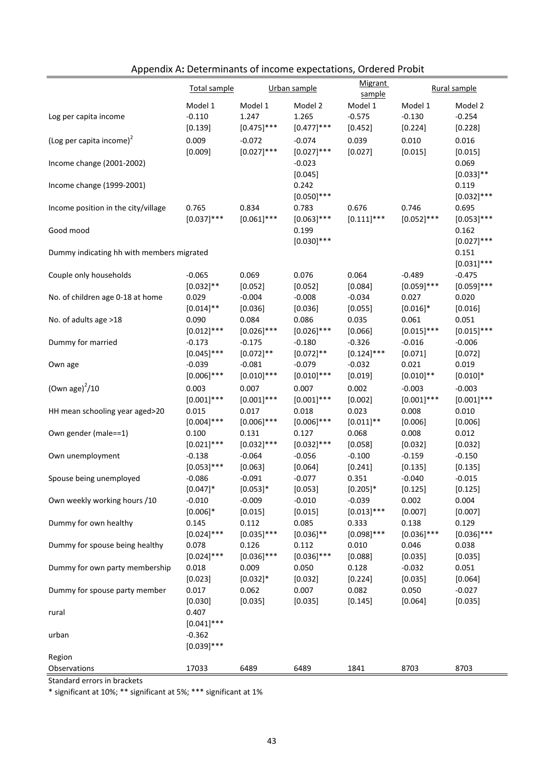# Appendix A: Determinants of income expectations, Ordered Probit

| | Total sample | Urban sample | | Migrant sample | Rural sample | |
|---|---|---|---|---|---|---|
| | Model 1 | Model 1 | Model 2 | Model 1 | Model 1 | Model 2 |
| Log per capita income | -0.110 | 1.247 | 1.265 | -0.575 | -0.130 | -0.254 |
| | [0.139] | [0.475]*** | [0.477]*** | [0.452] | [0.224] | [0.228] |
| (Log per capita income)$^2$ | 0.009 | -0.072 | -0.074 | 0.039 | 0.010 | 0.016 |
| | [0.009] | [0.027]*** | [0.027]*** | [0.027] | [0.015] | [0.015] |
| Income change (2001-2002) | | | -0.023 | | | 0.069 |
| | | | [0.045] | | | [0.033]** |
| Income change (1999-2001) | | | 0.242 | | | 0.119 |
| | | | [0.050]*** | | | [0.032]*** |
| Income position in the city/village | 0.765 | 0.834 | 0.783 | 0.676 | 0.746 | 0.695 |
| | [0.037]*** | [0.061]*** | [0.063]*** | [0.111]*** | [0.052]*** | [0.053]*** |
| Good mood | | | 0.199 | | | 0.162 |
| | | | [0.030]*** | | | [0.027]*** |
| Dummy indicating hh with members migrated | | | | | | 0.151 |
| | | | | | | [0.031]*** |
| Couple only households | -0.065 | 0.069 | 0.076 | 0.064 | -0.489 | -0.475 |
| | [0.032]** | [0.052] | [0.052] | [0.084] | [0.059]*** | [0.059]*** |
| No. of children age 0-18 at home | 0.029 | -0.004 | -0.008 | -0.034 | 0.027 | 0.020 |
| | [0.014]** | [0.036] | [0.036] | [0.055] | [0.016]* | [0.016] |
| No. of adults age >18 | 0.090 | 0.084 | 0.086 | 0.035 | 0.061 | 0.051 |
| | [0.012]*** | [0.026]*** | [0.026]*** | [0.066] | [0.015]*** | [0.015]*** |
| Dummy for married | -0.173 | -0.175 | -0.180 | -0.326 | -0.016 | -0.006 |
| | [0.045]*** | [0.072]** | [0.072]** | [0.124]*** | [0.071] | [0.072] |
| Own age | -0.039 | -0.081 | -0.079 | -0.032 | 0.021 | 0.019 |
| | [0.006]*** | [0.010]*** | [0.010]*** | [0.019] | [0.010]** | [0.010]* |
| (Own age)$^2$/10 | 0.003 | 0.007 | 0.007 | 0.002 | -0.003 | -0.003 |
| | [0.001]*** | [0.001]*** | [0.001]*** | [0.002] | [0.001]*** | [0.001]*** |
| HH mean schooling year aged>20 | 0.015 | 0.017 | 0.018 | 0.023 | 0.008 | 0.010 |
| | [0.004]*** | [0.006]*** | [0.006]*** | [0.011]** | [0.006] | [0.006] |
| Own gender (male==1) | 0.100 | 0.131 | 0.127 | 0.068 | 0.008 | 0.012 |
| | [0.021]*** | [0.032]*** | [0.032]*** | [0.058] | [0.032] | [0.032] |
| Own unemployment | -0.138 | -0.064 | -0.056 | -0.100 | -0.159 | -0.150 |
| | [0.053]*** | [0.063] | [0.064] | [0.241] | [0.135] | [0.135] |
| Spouse being unemployed | -0.086 | -0.091 | -0.077 | 0.351 | -0.040 | -0.015 |
| | [0.047]* | [0.053]* | [0.053] | [0.205]* | [0.125] | [0.125] |
| Own weekly working hours /10 | -0.010 | -0.009 | -0.010 | -0.039 | 0.002 | 0.004 |
| | [0.006]* | [0.015] | [0.015] | [0.013]*** | [0.007] | [0.007] |
| Dummy for own healthy | 0.145 | 0.112 | 0.085 | 0.333 | 0.138 | 0.129 |
| | [0.024]*** | [0.035]*** | [0.036]** | [0.098]*** | [0.036]*** | [0.036]*** |
| Dummy for spouse being healthy | 0.078 | 0.126 | 0.112 | 0.010 | 0.046 | 0.038 |
| | [0.024]*** | [0.036]*** | [0.036]*** | [0.088] | [0.035] | [0.035] |
| Dummy for own party membership | 0.018 | 0.009 | 0.050 | 0.128 | -0.032 | 0.051 |
| | [0.023] | [0.032]* | [0.032] | [0.224] | [0.035] | [0.064] |
| Dummy for spouse party member | 0.017 | 0.062 | 0.007 | 0.082 | 0.050 | -0.027 |
| | [0.030] | [0.035] | [0.035] | [0.145] | [0.064] | [0.035] |
| rural | 0.407 | | | | | |
| | [0.041]*** | | | | | |
| urban | -0.362 | | | | | |
| | [0.039]*** | | | | | |
| Region | | | | | | |
| Observations | 17033 | 6489 | 6489 | 1841 | 8703 | 8703 |

Standard errors in brackets

* significant at 10%; ** significant at 5%; *** significant at 1%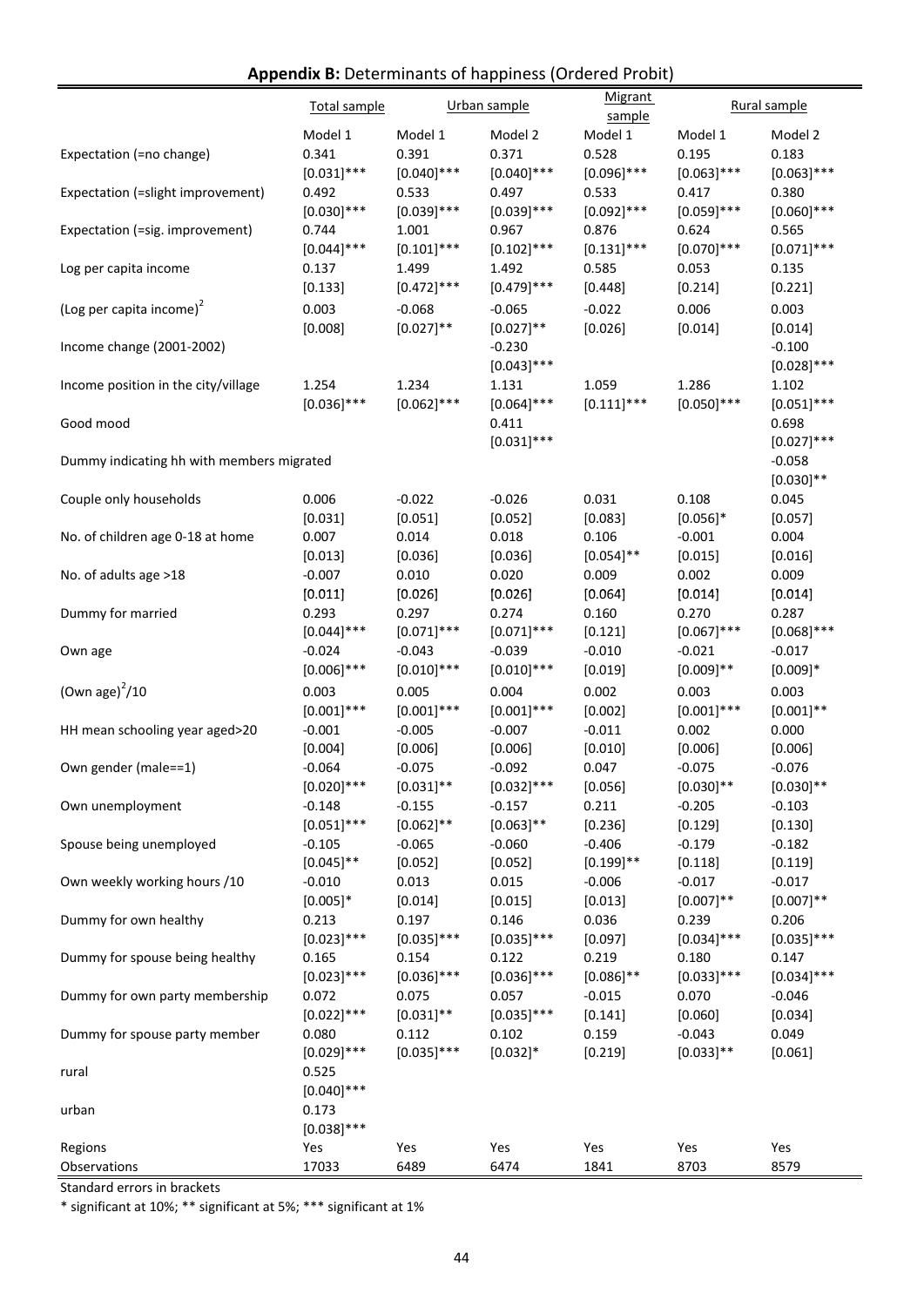**Appendix B:** Determinants of happiness (Ordered Probit)

| | Total sample | Urban sample | | Migrant sample | Rural sample | |
|---|---|---|---|---|---|---|
| | Model 1 | Model 1 | Model 2 | Model 1 | Model 1 | Model 2 |
| Expectation (=no change) | 0.341 | 0.391 | 0.371 | 0.528 | 0.195 | 0.183 |
| | [0.031]*** | [0.040]*** | [0.040]*** | [0.096]*** | [0.063]*** | [0.063]*** |
| Expectation (=slight improvement) | 0.492 | 0.533 | 0.497 | 0.533 | 0.417 | 0.380 |
| | [0.030]*** | [0.039]*** | [0.039]*** | [0.092]*** | [0.059]*** | [0.060]*** |
| Expectation (=sig. improvement) | 0.744 | 1.001 | 0.967 | 0.876 | 0.624 | 0.565 |
| | [0.044]*** | [0.101]*** | [0.102]*** | [0.131]*** | [0.070]*** | [0.071]*** |
| Log per capita income | 0.137 | 1.499 | 1.492 | 0.585 | 0.053 | 0.135 |
| | [0.133] | [0.472]*** | [0.479]*** | [0.448] | [0.214] | [0.221] |
| (Log per capita income)$^2$ | 0.003 | -0.068 | -0.065 | -0.022 | 0.006 | 0.003 |
| | [0.008] | [0.027]** | [0.027]** | [0.026] | [0.014] | [0.014] |
| Income change (2001-2002) | | | -0.230 | | | -0.100 |
| | | | [0.043]*** | | | [0.028]*** |
| Income position in the city/village | 1.254 | 1.234 | 1.131 | 1.059 | 1.286 | 1.102 |
| | [0.036]*** | [0.062]*** | [0.064]*** | [0.111]*** | [0.050]*** | [0.051]*** |
| Good mood | | | 0.411 | | | 0.698 |
| | | | [0.031]*** | | | [0.027]*** |
| Dummy indicating hh with members migrated | | | | | | -0.058 |
| | | | | | | [0.030]** |
| Couple only households | 0.006 | -0.022 | -0.026 | 0.031 | 0.108 | 0.045 |
| | [0.031] | [0.051] | [0.052] | [0.083] | [0.056]* | [0.057] |
| No. of children age 0-18 at home | 0.007 | 0.014 | 0.018 | 0.106 | -0.001 | 0.004 |
| | [0.013] | [0.036] | [0.036] | [0.054]** | [0.015] | [0.016] |
| No. of adults age >18 | -0.007 | 0.010 | 0.020 | 0.009 | 0.002 | 0.009 |
| | [0.011] | [0.026] | [0.026] | [0.064] | [0.014] | [0.014] |
| Dummy for married | 0.293 | 0.297 | 0.274 | 0.160 | 0.270 | 0.287 |
| | [0.044]*** | [0.071]*** | [0.071]*** | [0.121] | [0.067]*** | [0.068]*** |
| Own age | -0.024 | -0.043 | -0.039 | -0.010 | -0.021 | -0.017 |
| | [0.006]*** | [0.010]*** | [0.010]*** | [0.019] | [0.009]** | [0.009]* |
| (Own age)$^2$/10 | 0.003 | 0.005 | 0.004 | 0.002 | 0.003 | 0.003 |
| | [0.001]*** | [0.001]*** | [0.001]*** | [0.002] | [0.001]*** | [0.001]** |
| HH mean schooling year aged>20 | -0.001 | -0.005 | -0.007 | -0.011 | 0.002 | 0.000 |
| | [0.004] | [0.006] | [0.006] | [0.010] | [0.006] | [0.006] |
| Own gender (male==1) | -0.064 | -0.075 | -0.092 | 0.047 | -0.075 | -0.076 |
| | [0.020]*** | [0.031]** | [0.032]*** | [0.056] | [0.030]** | [0.030]** |
| Own unemployment | -0.148 | -0.155 | -0.157 | 0.211 | -0.205 | -0.103 |
| | [0.051]*** | [0.062]** | [0.063]** | [0.236] | [0.129] | [0.130] |
| Spouse being unemployed | -0.105 | -0.065 | -0.060 | -0.406 | -0.179 | -0.182 |
| | [0.045]** | [0.052] | [0.052] | [0.199]** | [0.118] | [0.119] |
| Own weekly working hours /10 | -0.010 | 0.013 | 0.015 | -0.006 | -0.017 | -0.017 |
| | [0.005]* | [0.014] | [0.015] | [0.013] | [0.007]** | [0.007]** |
| Dummy for own healthy | 0.213 | 0.197 | 0.146 | 0.036 | 0.239 | 0.206 |
| | [0.023]*** | [0.035]*** | [0.035]*** | [0.097] | [0.034]*** | [0.035]*** |
| Dummy for spouse being healthy | 0.165 | 0.154 | 0.122 | 0.219 | 0.180 | 0.147 |
| | [0.023]*** | [0.036]*** | [0.036]*** | [0.086]** | [0.033]*** | [0.034]*** |
| Dummy for own party membership | 0.072 | 0.075 | 0.057 | -0.015 | 0.070 | -0.046 |
| | [0.022]*** | [0.031]** | [0.035]*** | [0.141] | [0.060] | [0.034] |
| Dummy for spouse party member | 0.080 | 0.112 | 0.102 | 0.159 | -0.043 | 0.049 |
| | [0.029]*** | [0.035]*** | [0.032]* | [0.219] | [0.033]** | [0.061] |
| rural | 0.525 | | | | | |
| | [0.040]*** | | | | | |
| urban | 0.173 | | | | | |
| | [0.038]*** | | | | | |
| Regions | Yes | Yes | Yes | Yes | Yes | Yes |
| Observations | 17033 | 6489 | 6474 | 1841 | 8703 | 8579 |

Standard errors in brackets

* significant at 10%; ** significant at 5%; *** significant at 1%